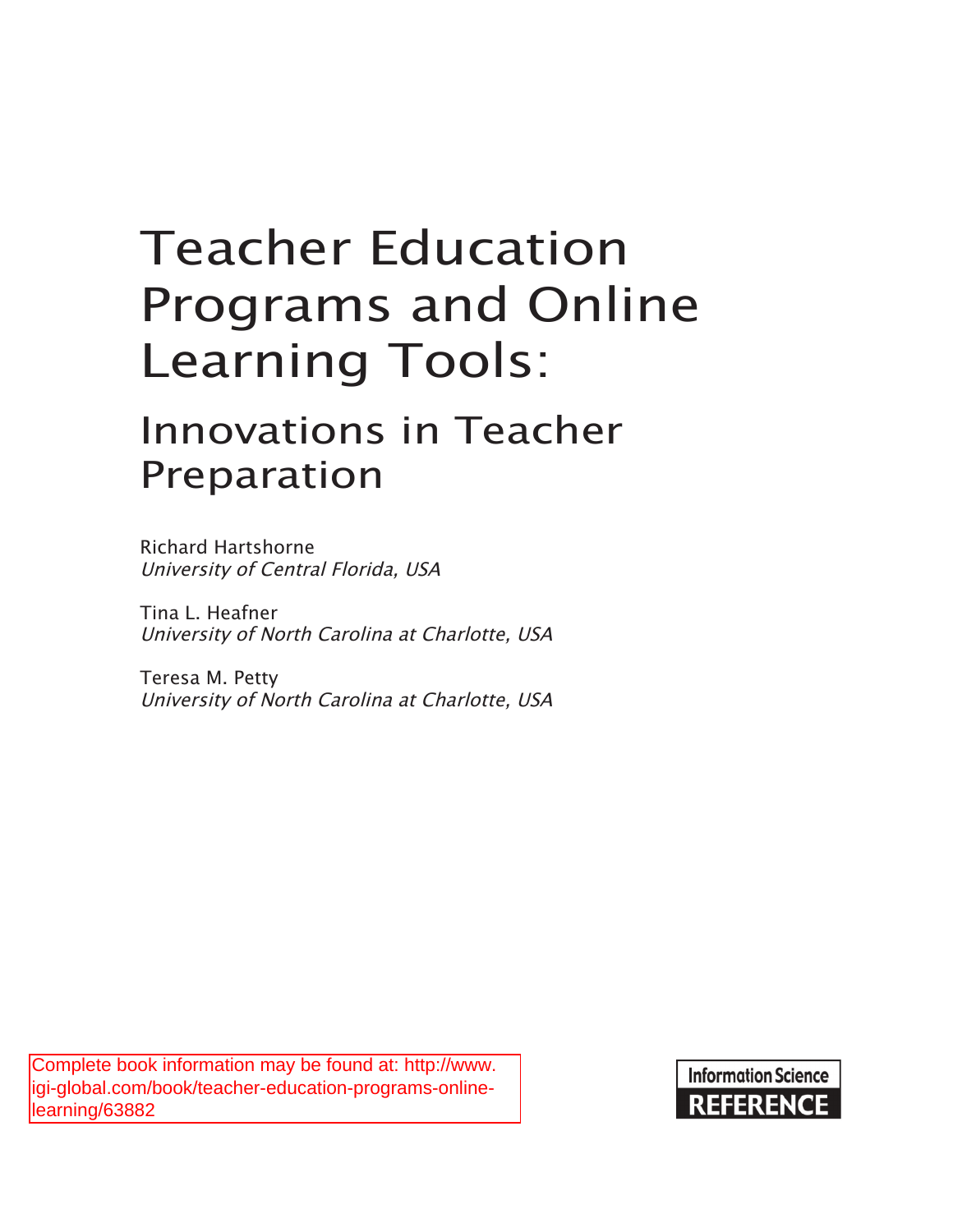# Teacher Education Programs and Online Learning Tools:

## Innovations in Teacher Preparation

Richard Hartshorne
*University of Central Florida, USA*

Tina L. Heafner
*University of North Carolina at Charlotte, USA*

Teresa M. Petty
*University of North Carolina at Charlotte, USA*

Complete book information may be found at: http://www.igi-global.com/book/teacher-education-programs-online-learning/63882

Information Science REFERENCE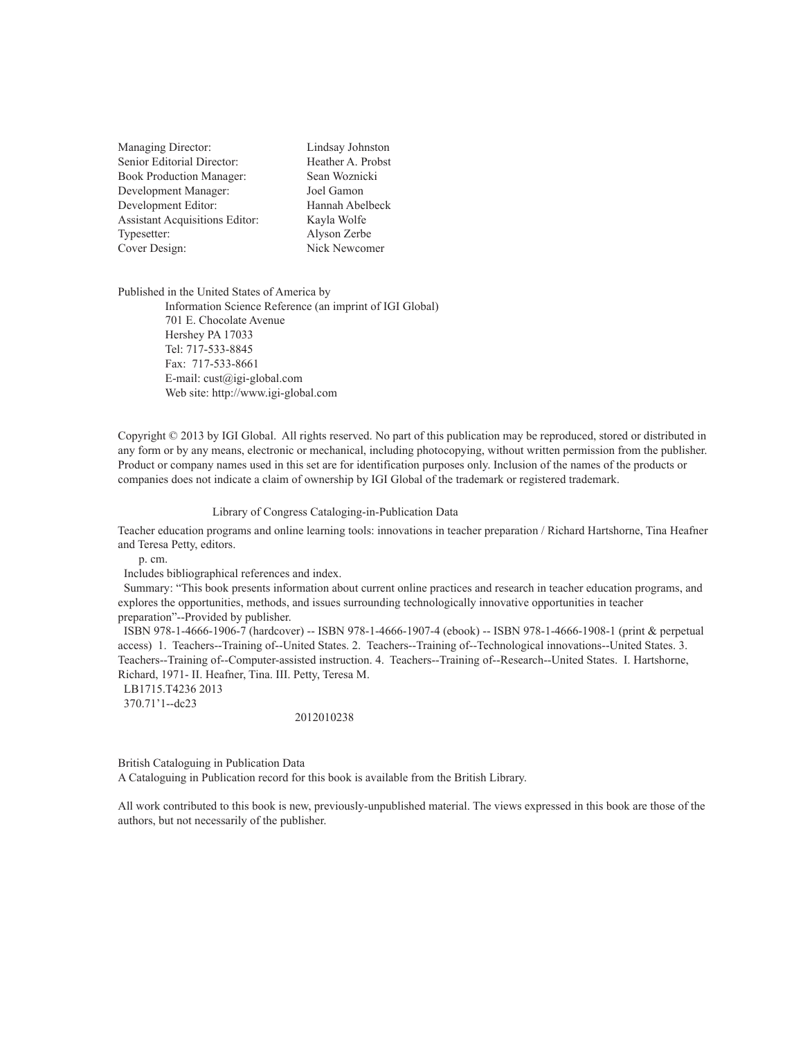| | |
|---|---|
| Managing Director: | Lindsay Johnston |
| Senior Editorial Director: | Heather A. Probst |
| Book Production Manager: | Sean Woznicki |
| Development Manager: | Joel Gamon |
| Development Editor: | Hannah Abelbeck |
| Assistant Acquisitions Editor: | Kayla Wolfe |
| Typesetter: | Alyson Zerbe |
| Cover Design: | Nick Newcomer |

Published in the United States of America by

Information Science Reference (an imprint of IGI Global)
701 E. Chocolate Avenue
Hershey PA 17033
Tel: 717-533-8845
Fax: 717-533-8661
E-mail: cust@igi-global.com
Web site: http://www.igi-global.com

Copyright © 2013 by IGI Global. All rights reserved. No part of this publication may be reproduced, stored or distributed in any form or by any means, electronic or mechanical, including photocopying, without written permission from the publisher. Product or company names used in this set are for identification purposes only. Inclusion of the names of the products or companies does not indicate a claim of ownership by IGI Global of the trademark or registered trademark.

Library of Congress Cataloging-in-Publication Data

Teacher education programs and online learning tools: innovations in teacher preparation / Richard Hartshorne, Tina Heafner and Teresa Petty, editors.

p. cm.

Includes bibliographical references and index.

Summary: "This book presents information about current online practices and research in teacher education programs, and explores the opportunities, methods, and issues surrounding technologically innovative opportunities in teacher preparation"--Provided by publisher.

ISBN 978-1-4666-1906-7 (hardcover) -- ISBN 978-1-4666-1907-4 (ebook) -- ISBN 978-1-4666-1908-1 (print & perpetual access) 1. Teachers--Training of--United States. 2. Teachers--Training of--Technological innovations--United States. 3. Teachers--Training of--Computer-assisted instruction. 4. Teachers--Training of--Research--United States. I. Hartshorne, Richard, 1971- II. Heafner, Tina. III. Petty, Teresa M.

LB1715.T4236 2013

370.71'1--dc23

2012010238

British Cataloguing in Publication Data

A Cataloguing in Publication record for this book is available from the British Library.

All work contributed to this book is new, previously-unpublished material. The views expressed in this book are those of the authors, but not necessarily of the publisher.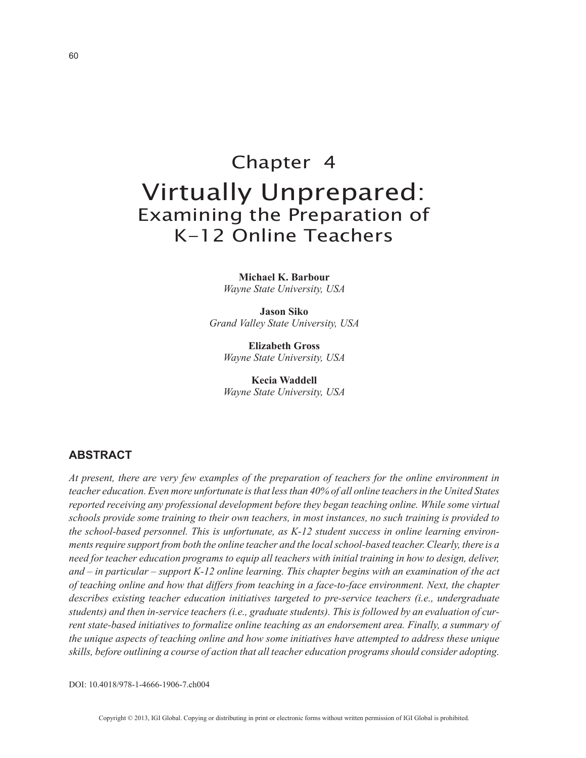# Chapter 4
# Virtually Unprepared:
## Examining the Preparation of K-12 Online Teachers

**Michael K. Barbour**
*Wayne State University, USA*

**Jason Siko**
*Grand Valley State University, USA*

**Elizabeth Gross**
*Wayne State University, USA*

**Kecia Waddell**
*Wayne State University, USA*

## ABSTRACT

*At present, there are very few examples of the preparation of teachers for the online environment in teacher education. Even more unfortunate is that less than 40% of all online teachers in the United States reported receiving any professional development before they began teaching online. While some virtual schools provide some training to their own teachers, in most instances, no such training is provided to the school-based personnel. This is unfortunate, as K-12 student success in online learning environments require support from both the online teacher and the local school-based teacher. Clearly, there is a need for teacher education programs to equip all teachers with initial training in how to design, deliver, and – in particular – support K-12 online learning. This chapter begins with an examination of the act of teaching online and how that differs from teaching in a face-to-face environment. Next, the chapter describes existing teacher education initiatives targeted to pre-service teachers (i.e., undergraduate students) and then in-service teachers (i.e., graduate students). This is followed by an evaluation of current state-based initiatives to formalize online teaching as an endorsement area. Finally, a summary of the unique aspects of teaching online and how some initiatives have attempted to address these unique skills, before outlining a course of action that all teacher education programs should consider adopting.*

DOI: 10.4018/978-1-4666-1906-7.ch004

Copyright © 2013, IGI Global. Copying or distributing in print or electronic forms without written permission of IGI Global is prohibited.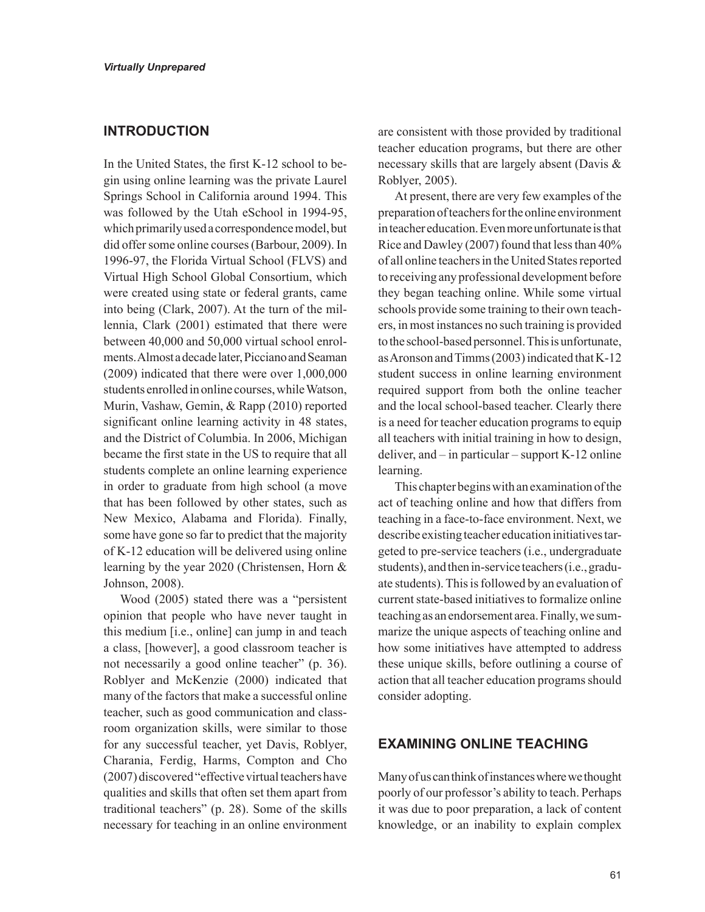## INTRODUCTION

In the United States, the first K-12 school to begin using online learning was the private Laurel Springs School in California around 1994. This was followed by the Utah eSchool in 1994-95, which primarily used a correspondence model, but did offer some online courses (Barbour, 2009). In 1996-97, the Florida Virtual School (FLVS) and Virtual High School Global Consortium, which were created using state or federal grants, came into being (Clark, 2007). At the turn of the millennia, Clark (2001) estimated that there were between 40,000 and 50,000 virtual school enrolments. Almost a decade later, Picciano and Seaman (2009) indicated that there were over 1,000,000 students enrolled in online courses, while Watson, Murin, Vashaw, Gemin, & Rapp (2010) reported significant online learning activity in 48 states, and the District of Columbia. In 2006, Michigan became the first state in the US to require that all students complete an online learning experience in order to graduate from high school (a move that has been followed by other states, such as New Mexico, Alabama and Florida). Finally, some have gone so far to predict that the majority of K-12 education will be delivered using online learning by the year 2020 (Christensen, Horn & Johnson, 2008).

Wood (2005) stated there was a "persistent opinion that people who have never taught in this medium [i.e., online] can jump in and teach a class, [however], a good classroom teacher is not necessarily a good online teacher" (p. 36). Roblyer and McKenzie (2000) indicated that many of the factors that make a successful online teacher, such as good communication and classroom organization skills, were similar to those for any successful teacher, yet Davis, Roblyer, Charania, Ferdig, Harms, Compton and Cho (2007) discovered "effective virtual teachers have qualities and skills that often set them apart from traditional teachers" (p. 28). Some of the skills necessary for teaching in an online environment are consistent with those provided by traditional teacher education programs, but there are other necessary skills that are largely absent (Davis & Roblyer, 2005).

At present, there are very few examples of the preparation of teachers for the online environment in teacher education. Even more unfortunate is that Rice and Dawley (2007) found that less than 40% of all online teachers in the United States reported to receiving any professional development before they began teaching online. While some virtual schools provide some training to their own teachers, in most instances no such training is provided to the school-based personnel. This is unfortunate, as Aronson and Timms (2003) indicated that K-12 student success in online learning environment required support from both the online teacher and the local school-based teacher. Clearly there is a need for teacher education programs to equip all teachers with initial training in how to design, deliver, and – in particular – support K-12 online learning.

This chapter begins with an examination of the act of teaching online and how that differs from teaching in a face-to-face environment. Next, we describe existing teacher education initiatives targeted to pre-service teachers (i.e., undergraduate students), and then in-service teachers (i.e., graduate students). This is followed by an evaluation of current state-based initiatives to formalize online teaching as an endorsement area. Finally, we summarize the unique aspects of teaching online and how some initiatives have attempted to address these unique skills, before outlining a course of action that all teacher education programs should consider adopting.

## EXAMINING ONLINE TEACHING

Many of us can think of instances where we thought poorly of our professor's ability to teach. Perhaps it was due to poor preparation, a lack of content knowledge, or an inability to explain complex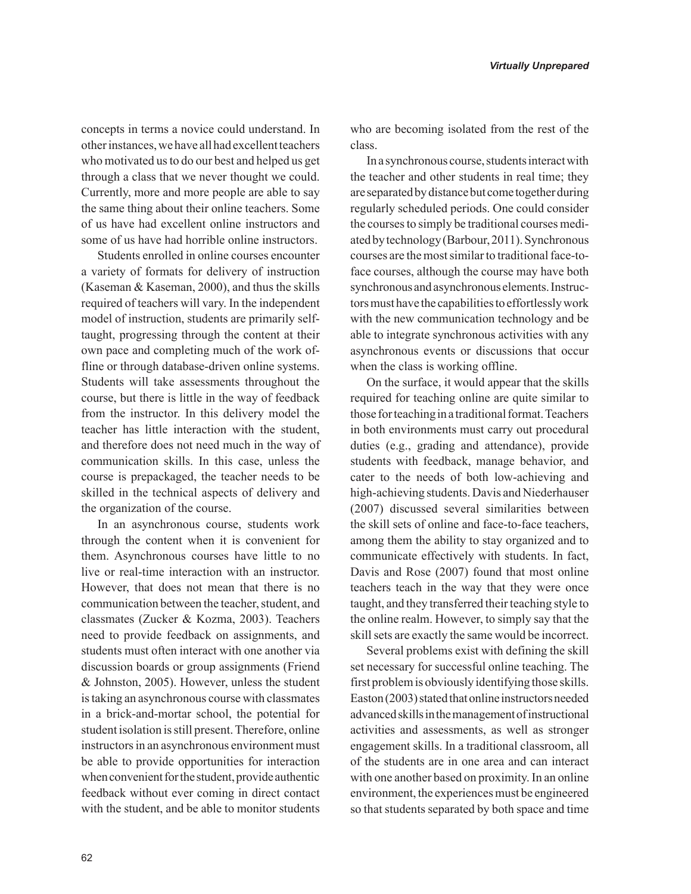concepts in terms a novice could understand. In other instances, we have all had excellent teachers who motivated us to do our best and helped us get through a class that we never thought we could. Currently, more and more people are able to say the same thing about their online teachers. Some of us have had excellent online instructors and some of us have had horrible online instructors.

Students enrolled in online courses encounter a variety of formats for delivery of instruction (Kaseman & Kaseman, 2000), and thus the skills required of teachers will vary. In the independent model of instruction, students are primarily self-taught, progressing through the content at their own pace and completing much of the work off-line or through database-driven online systems. Students will take assessments throughout the course, but there is little in the way of feedback from the instructor. In this delivery model the teacher has little interaction with the student, and therefore does not need much in the way of communication skills. In this case, unless the course is prepackaged, the teacher needs to be skilled in the technical aspects of delivery and the organization of the course.

In an asynchronous course, students work through the content when it is convenient for them. Asynchronous courses have little to no live or real-time interaction with an instructor. However, that does not mean that there is no communication between the teacher, student, and classmates (Zucker & Kozma, 2003). Teachers need to provide feedback on assignments, and students must often interact with one another via discussion boards or group assignments (Friend & Johnston, 2005). However, unless the student is taking an asynchronous course with classmates in a brick-and-mortar school, the potential for student isolation is still present. Therefore, online instructors in an asynchronous environment must be able to provide opportunities for interaction when convenient for the student, provide authentic feedback without ever coming in direct contact with the student, and be able to monitor students who are becoming isolated from the rest of the class.

In a synchronous course, students interact with the teacher and other students in real time; they are separated by distance but come together during regularly scheduled periods. One could consider the courses to simply be traditional courses mediated by technology (Barbour, 2011). Synchronous courses are the most similar to traditional face-to-face courses, although the course may have both synchronous and asynchronous elements. Instructors must have the capabilities to effortlessly work with the new communication technology and be able to integrate synchronous activities with any asynchronous events or discussions that occur when the class is working offline.

On the surface, it would appear that the skills required for teaching online are quite similar to those for teaching in a traditional format. Teachers in both environments must carry out procedural duties (e.g., grading and attendance), provide students with feedback, manage behavior, and cater to the needs of both low-achieving and high-achieving students. Davis and Niederhauser (2007) discussed several similarities between the skill sets of online and face-to-face teachers, among them the ability to stay organized and to communicate effectively with students. In fact, Davis and Rose (2007) found that most online teachers teach in the way that they were once taught, and they transferred their teaching style to the online realm. However, to simply say that the skill sets are exactly the same would be incorrect.

Several problems exist with defining the skill set necessary for successful online teaching. The first problem is obviously identifying those skills. Easton (2003) stated that online instructors needed advanced skills in the management of instructional activities and assessments, as well as stronger engagement skills. In a traditional classroom, all of the students are in one area and can interact with one another based on proximity. In an online environment, the experiences must be engineered so that students separated by both space and time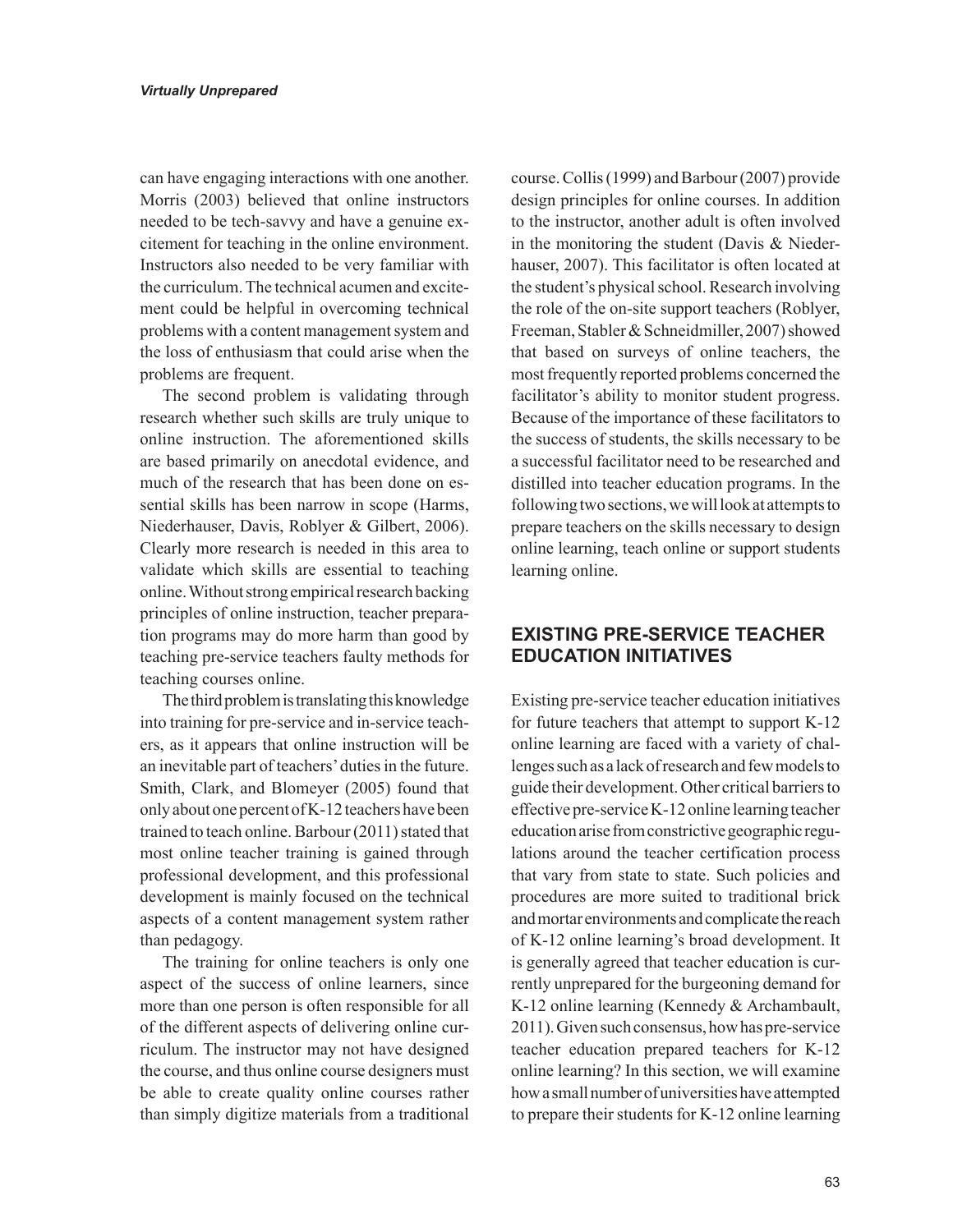can have engaging interactions with one another. Morris (2003) believed that online instructors needed to be tech-savvy and have a genuine excitement for teaching in the online environment. Instructors also needed to be very familiar with the curriculum. The technical acumen and excitement could be helpful in overcoming technical problems with a content management system and the loss of enthusiasm that could arise when the problems are frequent.

The second problem is validating through research whether such skills are truly unique to online instruction. The aforementioned skills are based primarily on anecdotal evidence, and much of the research that has been done on essential skills has been narrow in scope (Harms, Niederhauser, Davis, Roblyer & Gilbert, 2006). Clearly more research is needed in this area to validate which skills are essential to teaching online. Without strong empirical research backing principles of online instruction, teacher preparation programs may do more harm than good by teaching pre-service teachers faulty methods for teaching courses online.

The third problem is translating this knowledge into training for pre-service and in-service teachers, as it appears that online instruction will be an inevitable part of teachers' duties in the future. Smith, Clark, and Blomeyer (2005) found that only about one percent of K-12 teachers have been trained to teach online. Barbour (2011) stated that most online teacher training is gained through professional development, and this professional development is mainly focused on the technical aspects of a content management system rather than pedagogy.

The training for online teachers is only one aspect of the success of online learners, since more than one person is often responsible for all of the different aspects of delivering online curriculum. The instructor may not have designed the course, and thus online course designers must be able to create quality online courses rather than simply digitize materials from a traditional course. Collis (1999) and Barbour (2007) provide design principles for online courses. In addition to the instructor, another adult is often involved in the monitoring the student (Davis & Niederhauser, 2007). This facilitator is often located at the student's physical school. Research involving the role of the on-site support teachers (Roblyer, Freeman, Stabler & Schneidmiller, 2007) showed that based on surveys of online teachers, the most frequently reported problems concerned the facilitator's ability to monitor student progress. Because of the importance of these facilitators to the success of students, the skills necessary to be a successful facilitator need to be researched and distilled into teacher education programs. In the following two sections, we will look at attempts to prepare teachers on the skills necessary to design online learning, teach online or support students learning online.

## EXISTING PRE-SERVICE TEACHER EDUCATION INITIATIVES

Existing pre-service teacher education initiatives for future teachers that attempt to support K-12 online learning are faced with a variety of challenges such as a lack of research and few models to guide their development. Other critical barriers to effective pre-service K-12 online learning teacher education arise from constrictive geographic regulations around the teacher certification process that vary from state to state. Such policies and procedures are more suited to traditional brick and mortar environments and complicate the reach of K-12 online learning's broad development. It is generally agreed that teacher education is currently unprepared for the burgeoning demand for K-12 online learning (Kennedy & Archambault, 2011). Given such consensus, how has pre-service teacher education prepared teachers for K-12 online learning? In this section, we will examine how a small number of universities have attempted to prepare their students for K-12 online learning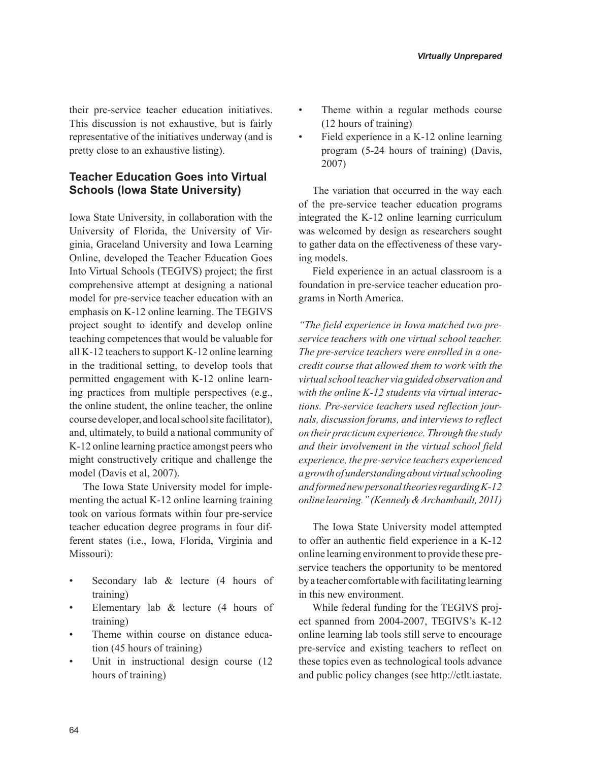their pre-service teacher education initiatives. This discussion is not exhaustive, but is fairly representative of the initiatives underway (and is pretty close to an exhaustive listing).

### Teacher Education Goes into Virtual Schools (Iowa State University)

Iowa State University, in collaboration with the University of Florida, the University of Virginia, Graceland University and Iowa Learning Online, developed the Teacher Education Goes Into Virtual Schools (TEGIVS) project; the first comprehensive attempt at designing a national model for pre-service teacher education with an emphasis on K-12 online learning. The TEGIVS project sought to identify and develop online teaching competences that would be valuable for all K-12 teachers to support K-12 online learning in the traditional setting, to develop tools that permitted engagement with K-12 online learning practices from multiple perspectives (e.g., the online student, the online teacher, the online course developer, and local school site facilitator), and, ultimately, to build a national community of K-12 online learning practice amongst peers who might constructively critique and challenge the model (Davis et al, 2007).

The Iowa State University model for implementing the actual K-12 online learning training took on various formats within four pre-service teacher education degree programs in four different states (i.e., Iowa, Florida, Virginia and Missouri):

- Secondary lab & lecture (4 hours of training)
- Elementary lab & lecture (4 hours of training)
- Theme within course on distance education (45 hours of training)
- Unit in instructional design course (12 hours of training)
- Theme within a regular methods course (12 hours of training)
- Field experience in a K-12 online learning program (5-24 hours of training) (Davis, 2007)

The variation that occurred in the way each of the pre-service teacher education programs integrated the K-12 online learning curriculum was welcomed by design as researchers sought to gather data on the effectiveness of these varying models.

Field experience in an actual classroom is a foundation in pre-service teacher education programs in North America.

*"The field experience in Iowa matched two pre-service teachers with one virtual school teacher. The pre-service teachers were enrolled in a one-credit course that allowed them to work with the virtual school teacher via guided observation and with the online K-12 students via virtual interactions. Pre-service teachers used reflection journals, discussion forums, and interviews to reflect on their practicum experience. Through the study and their involvement in the virtual school field experience, the pre-service teachers experienced a growth of understanding about virtual schooling and formed new personal theories regarding K-12 online learning." (Kennedy & Archambault, 2011)*

The Iowa State University model attempted to offer an authentic field experience in a K-12 online learning environment to provide these pre-service teachers the opportunity to be mentored by a teacher comfortable with facilitating learning in this new environment.

While federal funding for the TEGIVS project spanned from 2004-2007, TEGIVS's K-12 online learning lab tools still serve to encourage pre-service and existing teachers to reflect on these topics even as technological tools advance and public policy changes (see http://ctlt.iastate.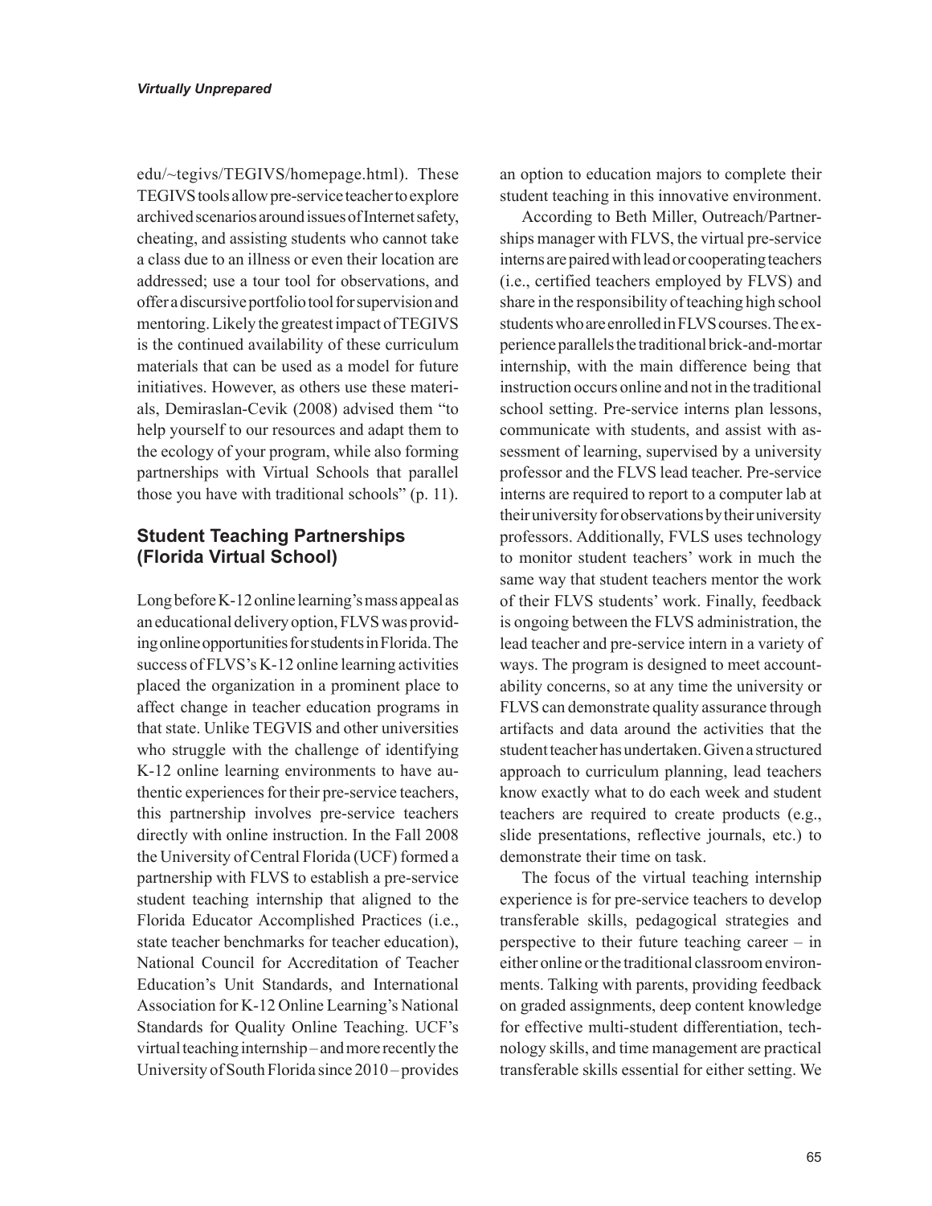edu/~tegivs/TEGIVS/homepage.html). These TEGIVS tools allow pre-service teacher to explore archived scenarios around issues of Internet safety, cheating, and assisting students who cannot take a class due to an illness or even their location are addressed; use a tour tool for observations, and offer a discursive portfolio tool for supervision and mentoring. Likely the greatest impact of TEGIVS is the continued availability of these curriculum materials that can be used as a model for future initiatives. However, as others use these materials, Demiraslan-Cevik (2008) advised them "to help yourself to our resources and adapt them to the ecology of your program, while also forming partnerships with Virtual Schools that parallel those you have with traditional schools" (p. 11).

## Student Teaching Partnerships (Florida Virtual School)

Long before K-12 online learning's mass appeal as an educational delivery option, FLVS was providing online opportunities for students in Florida. The success of FLVS's K-12 online learning activities placed the organization in a prominent place to affect change in teacher education programs in that state. Unlike TEGVIS and other universities who struggle with the challenge of identifying K-12 online learning environments to have authentic experiences for their pre-service teachers, this partnership involves pre-service teachers directly with online instruction. In the Fall 2008 the University of Central Florida (UCF) formed a partnership with FLVS to establish a pre-service student teaching internship that aligned to the Florida Educator Accomplished Practices (i.e., state teacher benchmarks for teacher education), National Council for Accreditation of Teacher Education's Unit Standards, and International Association for K-12 Online Learning's National Standards for Quality Online Teaching. UCF's virtual teaching internship – and more recently the University of South Florida since 2010 – provides an option to education majors to complete their student teaching in this innovative environment.

According to Beth Miller, Outreach/Partnerships manager with FLVS, the virtual pre-service interns are paired with lead or cooperating teachers (i.e., certified teachers employed by FLVS) and share in the responsibility of teaching high school students who are enrolled in FLVS courses. The experience parallels the traditional brick-and-mortar internship, with the main difference being that instruction occurs online and not in the traditional school setting. Pre-service interns plan lessons, communicate with students, and assist with assessment of learning, supervised by a university professor and the FLVS lead teacher. Pre-service interns are required to report to a computer lab at their university for observations by their university professors. Additionally, FVLS uses technology to monitor student teachers' work in much the same way that student teachers mentor the work of their FLVS students' work. Finally, feedback is ongoing between the FLVS administration, the lead teacher and pre-service intern in a variety of ways. The program is designed to meet accountability concerns, so at any time the university or FLVS can demonstrate quality assurance through artifacts and data around the activities that the student teacher has undertaken. Given a structured approach to curriculum planning, lead teachers know exactly what to do each week and student teachers are required to create products (e.g., slide presentations, reflective journals, etc.) to demonstrate their time on task.

The focus of the virtual teaching internship experience is for pre-service teachers to develop transferable skills, pedagogical strategies and perspective to their future teaching career – in either online or the traditional classroom environments. Talking with parents, providing feedback on graded assignments, deep content knowledge for effective multi-student differentiation, technology skills, and time management are practical transferable skills essential for either setting. We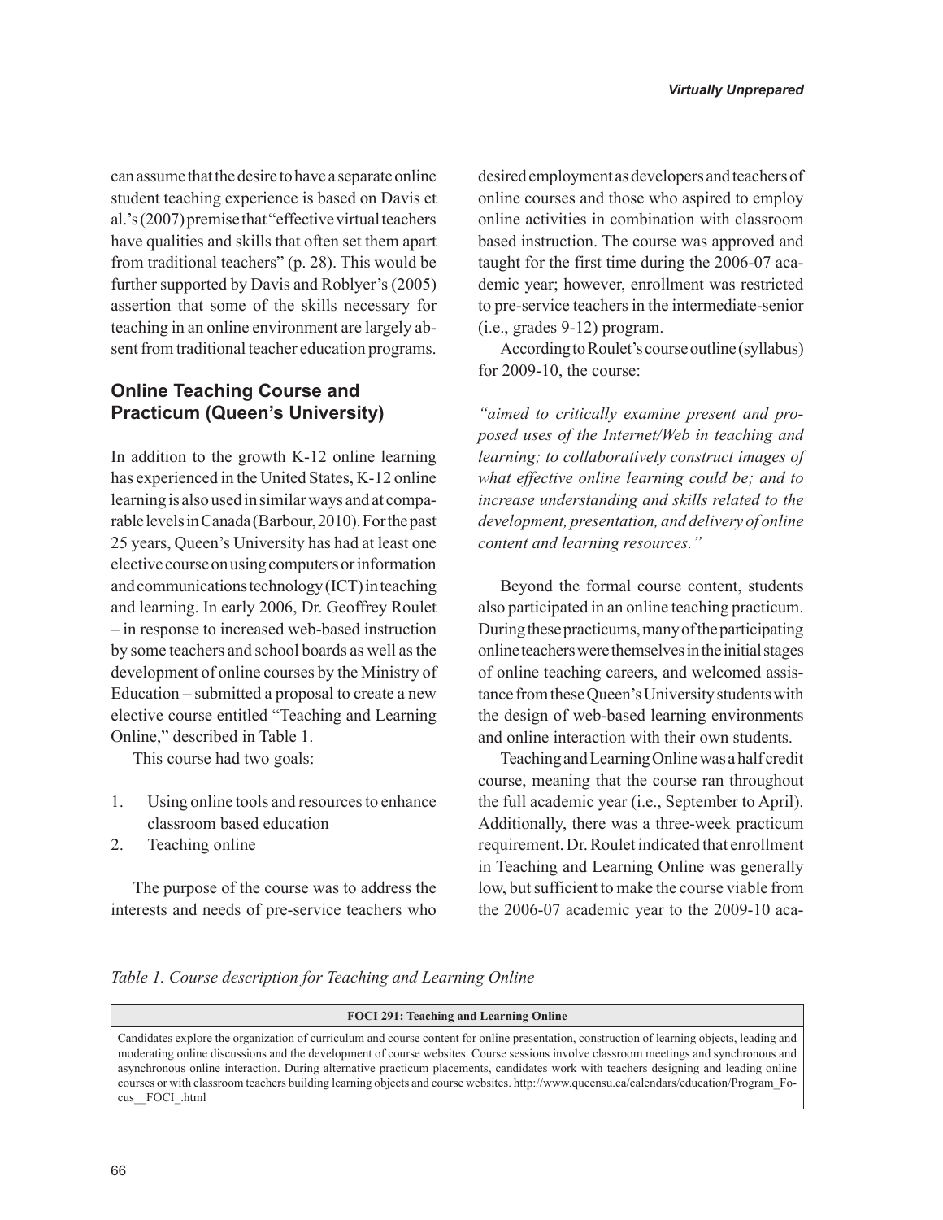can assume that the desire to have a separate online student teaching experience is based on Davis et al.'s (2007) premise that "effective virtual teachers have qualities and skills that often set them apart from traditional teachers" (p. 28). This would be further supported by Davis and Roblyer's (2005) assertion that some of the skills necessary for teaching in an online environment are largely absent from traditional teacher education programs.

## Online Teaching Course and Practicum (Queen's University)

In addition to the growth K-12 online learning has experienced in the United States, K-12 online learning is also used in similar ways and at comparable levels in Canada (Barbour, 2010). For the past 25 years, Queen's University has had at least one elective course on using computers or information and communications technology (ICT) in teaching and learning. In early 2006, Dr. Geoffrey Roulet – in response to increased web-based instruction by some teachers and school boards as well as the development of online courses by the Ministry of Education – submitted a proposal to create a new elective course entitled "Teaching and Learning Online," described in Table 1.

This course had two goals:

1. Using online tools and resources to enhance classroom based education
2. Teaching online

The purpose of the course was to address the interests and needs of pre-service teachers who desired employment as developers and teachers of online courses and those who aspired to employ online activities in combination with classroom based instruction. The course was approved and taught for the first time during the 2006-07 academic year; however, enrollment was restricted to pre-service teachers in the intermediate-senior (i.e., grades 9-12) program.

According to Roulet's course outline (syllabus) for 2009-10, the course:

*"aimed to critically examine present and proposed uses of the Internet/Web in teaching and learning; to collaboratively construct images of what effective online learning could be; and to increase understanding and skills related to the development, presentation, and delivery of online content and learning resources."*

Beyond the formal course content, students also participated in an online teaching practicum. During these practicums, many of the participating online teachers were themselves in the initial stages of online teaching careers, and welcomed assistance from these Queen's University students with the design of web-based learning environments and online interaction with their own students.

Teaching and Learning Online was a half credit course, meaning that the course ran throughout the full academic year (i.e., September to April). Additionally, there was a three-week practicum requirement. Dr. Roulet indicated that enrollment in Teaching and Learning Online was generally low, but sufficient to make the course viable from the 2006-07 academic year to the 2009-10 aca-

*Table 1. Course description for Teaching and Learning Online*

| **FOCI 291: Teaching and Learning Online** |
|---|
| Candidates explore the organization of curriculum and course content for online presentation, construction of learning objects, leading and moderating online discussions and the development of course websites. Course sessions involve classroom meetings and synchronous and asynchronous online interaction. During alternative practicum placements, candidates work with teachers designing and leading online courses or with classroom teachers building learning objects and course websites. http://www.queensu.ca/calendars/education/Program_Focus__FOCI_.html |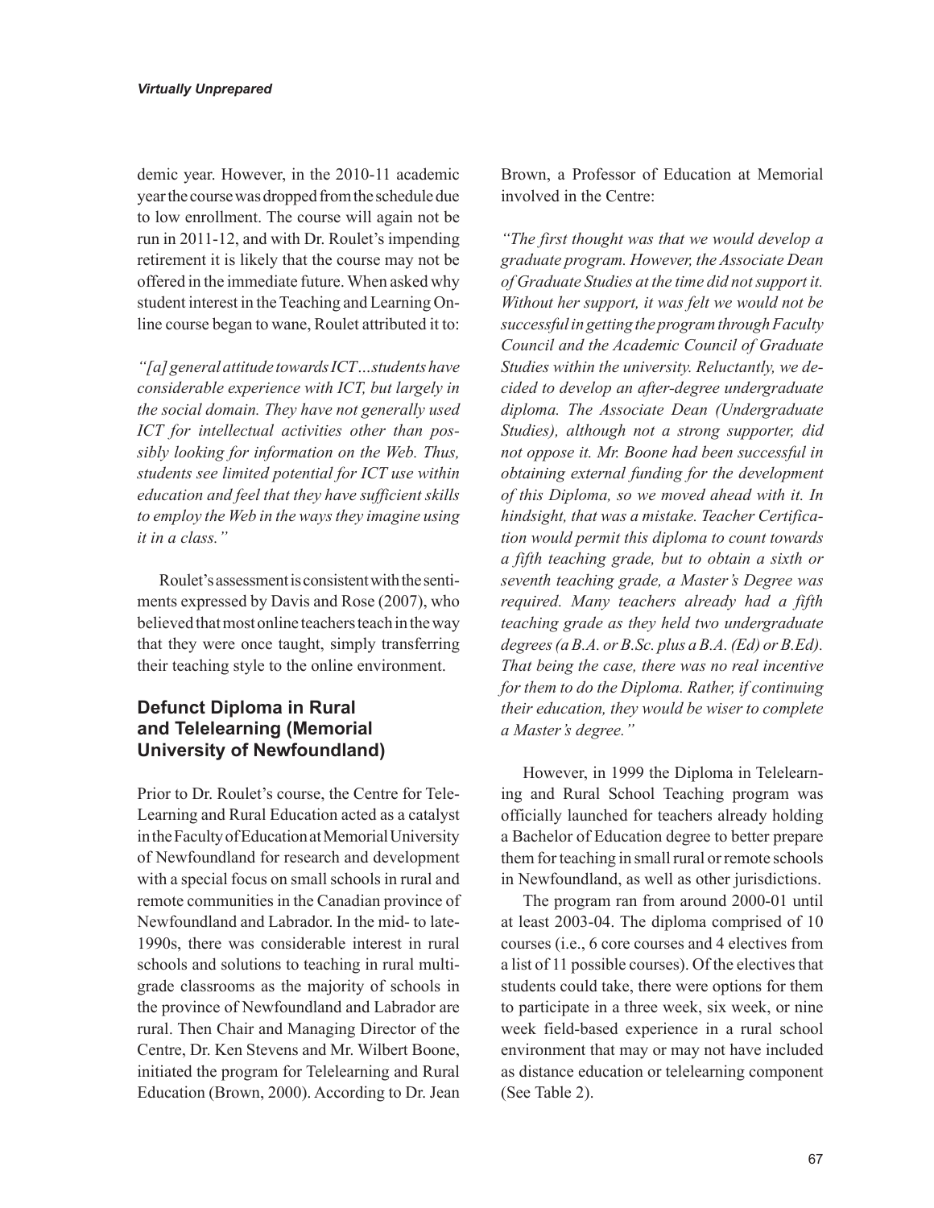demic year. However, in the 2010-11 academic year the course was dropped from the schedule due to low enrollment. The course will again not be run in 2011-12, and with Dr. Roulet's impending retirement it is likely that the course may not be offered in the immediate future. When asked why student interest in the Teaching and Learning Online course began to wane, Roulet attributed it to:

*"[a] general attitude towards ICT…students have considerable experience with ICT, but largely in the social domain. They have not generally used ICT for intellectual activities other than possibly looking for information on the Web. Thus, students see limited potential for ICT use within education and feel that they have sufficient skills to employ the Web in the ways they imagine using it in a class."*

Roulet's assessment is consistent with the sentiments expressed by Davis and Rose (2007), who believed that most online teachers teach in the way that they were once taught, simply transferring their teaching style to the online environment.

## Defunct Diploma in Rural and Telelearning (Memorial University of Newfoundland)

Prior to Dr. Roulet's course, the Centre for Tele-Learning and Rural Education acted as a catalyst in the Faculty of Education at Memorial University of Newfoundland for research and development with a special focus on small schools in rural and remote communities in the Canadian province of Newfoundland and Labrador. In the mid- to late-1990s, there was considerable interest in rural schools and solutions to teaching in rural multi-grade classrooms as the majority of schools in the province of Newfoundland and Labrador are rural. Then Chair and Managing Director of the Centre, Dr. Ken Stevens and Mr. Wilbert Boone, initiated the program for Telelearning and Rural Education (Brown, 2000). According to Dr. Jean Brown, a Professor of Education at Memorial involved in the Centre:

*"The first thought was that we would develop a graduate program. However, the Associate Dean of Graduate Studies at the time did not support it. Without her support, it was felt we would not be successful in getting the program through Faculty Council and the Academic Council of Graduate Studies within the university. Reluctantly, we decided to develop an after-degree undergraduate diploma. The Associate Dean (Undergraduate Studies), although not a strong supporter, did not oppose it. Mr. Boone had been successful in obtaining external funding for the development of this Diploma, so we moved ahead with it. In hindsight, that was a mistake. Teacher Certification would permit this diploma to count towards a fifth teaching grade, but to obtain a sixth or seventh teaching grade, a Master's Degree was required. Many teachers already had a fifth teaching grade as they held two undergraduate degrees (a B.A. or B.Sc. plus a B.A. (Ed) or B.Ed). That being the case, there was no real incentive for them to do the Diploma. Rather, if continuing their education, they would be wiser to complete a Master's degree."*

However, in 1999 the Diploma in Telelearning and Rural School Teaching program was officially launched for teachers already holding a Bachelor of Education degree to better prepare them for teaching in small rural or remote schools in Newfoundland, as well as other jurisdictions.

The program ran from around 2000-01 until at least 2003-04. The diploma comprised of 10 courses (i.e., 6 core courses and 4 electives from a list of 11 possible courses). Of the electives that students could take, there were options for them to participate in a three week, six week, or nine week field-based experience in a rural school environment that may or may not have included as distance education or telelearning component (See Table 2).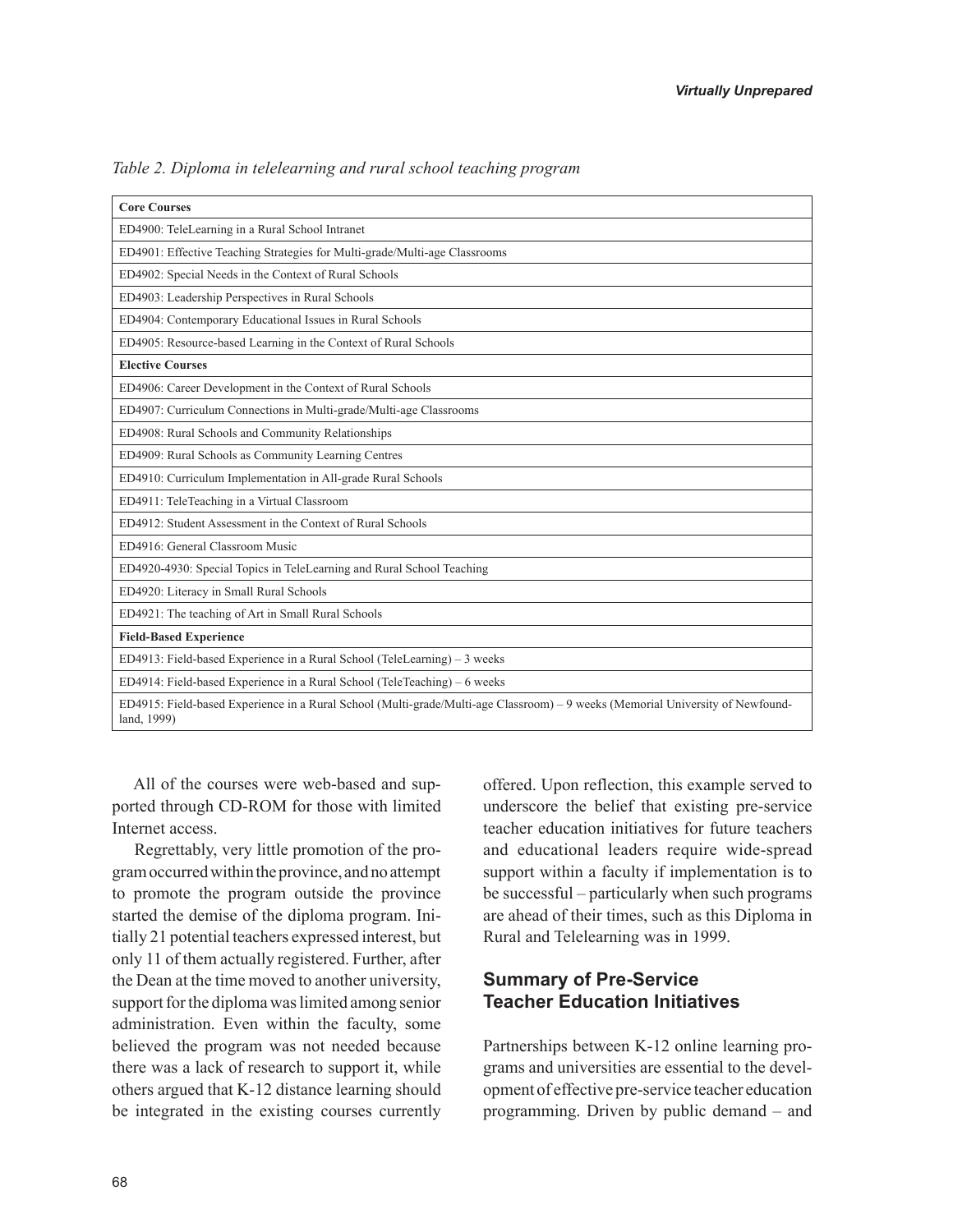*Table 2. Diploma in telelearning and rural school teaching program*

| |
|---|
| **Core Courses** |
| ED4900: TeleLearning in a Rural School Intranet |
| ED4901: Effective Teaching Strategies for Multi-grade/Multi-age Classrooms |
| ED4902: Special Needs in the Context of Rural Schools |
| ED4903: Leadership Perspectives in Rural Schools |
| ED4904: Contemporary Educational Issues in Rural Schools |
| ED4905: Resource-based Learning in the Context of Rural Schools |
| **Elective Courses** |
| ED4906: Career Development in the Context of Rural Schools |
| ED4907: Curriculum Connections in Multi-grade/Multi-age Classrooms |
| ED4908: Rural Schools and Community Relationships |
| ED4909: Rural Schools as Community Learning Centres |
| ED4910: Curriculum Implementation in All-grade Rural Schools |
| ED4911: TeleTeaching in a Virtual Classroom |
| ED4912: Student Assessment in the Context of Rural Schools |
| ED4916: General Classroom Music |
| ED4920-4930: Special Topics in TeleLearning and Rural School Teaching |
| ED4920: Literacy in Small Rural Schools |
| ED4921: The teaching of Art in Small Rural Schools |
| **Field-Based Experience** |
| ED4913: Field-based Experience in a Rural School (TeleLearning) – 3 weeks |
| ED4914: Field-based Experience in a Rural School (TeleTeaching) – 6 weeks |
| ED4915: Field-based Experience in a Rural School (Multi-grade/Multi-age Classroom) – 9 weeks (Memorial University of Newfoundland, 1999) |

All of the courses were web-based and supported through CD-ROM for those with limited Internet access.

Regrettably, very little promotion of the program occurred within the province, and no attempt to promote the program outside the province started the demise of the diploma program. Initially 21 potential teachers expressed interest, but only 11 of them actually registered. Further, after the Dean at the time moved to another university, support for the diploma was limited among senior administration. Even within the faculty, some believed the program was not needed because there was a lack of research to support it, while others argued that K-12 distance learning should be integrated in the existing courses currently offered. Upon reflection, this example served to underscore the belief that existing pre-service teacher education initiatives for future teachers and educational leaders require wide-spread support within a faculty if implementation is to be successful – particularly when such programs are ahead of their times, such as this Diploma in Rural and Telelearning was in 1999.

## Summary of Pre-Service Teacher Education Initiatives

Partnerships between K-12 online learning programs and universities are essential to the development of effective pre-service teacher education programming. Driven by public demand – and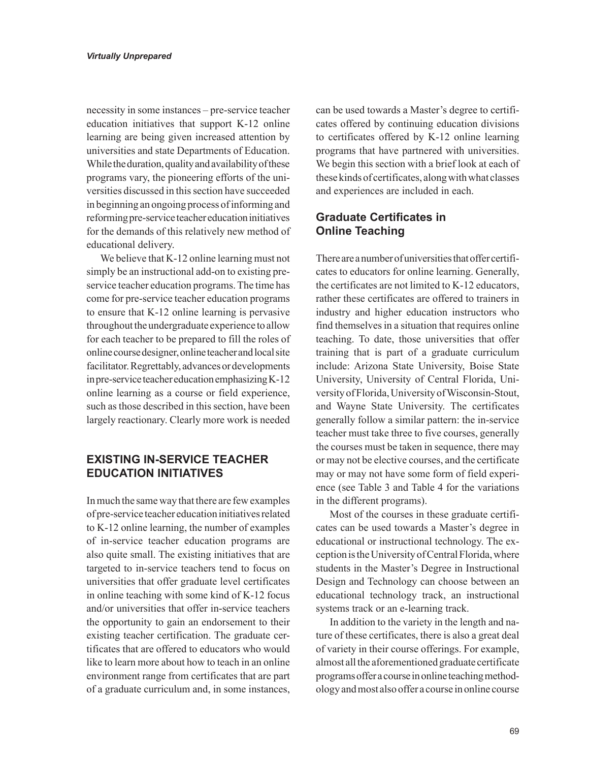necessity in some instances – pre-service teacher education initiatives that support K-12 online learning are being given increased attention by universities and state Departments of Education. While the duration, quality and availability of these programs vary, the pioneering efforts of the universities discussed in this section have succeeded in beginning an ongoing process of informing and reforming pre-service teacher education initiatives for the demands of this relatively new method of educational delivery.

We believe that K-12 online learning must not simply be an instructional add-on to existing pre-service teacher education programs. The time has come for pre-service teacher education programs to ensure that K-12 online learning is pervasive throughout the undergraduate experience to allow for each teacher to be prepared to fill the roles of online course designer, online teacher and local site facilitator. Regrettably, advances or developments in pre-service teacher education emphasizing K-12 online learning as a course or field experience, such as those described in this section, have been largely reactionary. Clearly more work is needed

## EXISTING IN-SERVICE TEACHER EDUCATION INITIATIVES

In much the same way that there are few examples of pre-service teacher education initiatives related to K-12 online learning, the number of examples of in-service teacher education programs are also quite small. The existing initiatives that are targeted to in-service teachers tend to focus on universities that offer graduate level certificates in online teaching with some kind of K-12 focus and/or universities that offer in-service teachers the opportunity to gain an endorsement to their existing teacher certification. The graduate certificates that are offered to educators who would like to learn more about how to teach in an online environment range from certificates that are part of a graduate curriculum and, in some instances, can be used towards a Master's degree to certificates offered by continuing education divisions to certificates offered by K-12 online learning programs that have partnered with universities. We begin this section with a brief look at each of these kinds of certificates, along with what classes and experiences are included in each.

### Graduate Certificates in Online Teaching

There are a number of universities that offer certificates to educators for online learning. Generally, the certificates are not limited to K-12 educators, rather these certificates are offered to trainers in industry and higher education instructors who find themselves in a situation that requires online teaching. To date, those universities that offer training that is part of a graduate curriculum include: Arizona State University, Boise State University, University of Central Florida, University of Florida, University of Wisconsin-Stout, and Wayne State University. The certificates generally follow a similar pattern: the in-service teacher must take three to five courses, generally the courses must be taken in sequence, there may or may not be elective courses, and the certificate may or may not have some form of field experience (see Table 3 and Table 4 for the variations in the different programs).

Most of the courses in these graduate certificates can be used towards a Master's degree in educational or instructional technology. The exception is the University of Central Florida, where students in the Master's Degree in Instructional Design and Technology can choose between an educational technology track, an instructional systems track or an e-learning track.

In addition to the variety in the length and nature of these certificates, there is also a great deal of variety in their course offerings. For example, almost all the aforementioned graduate certificate programs offer a course in online teaching methodology and most also offer a course in online course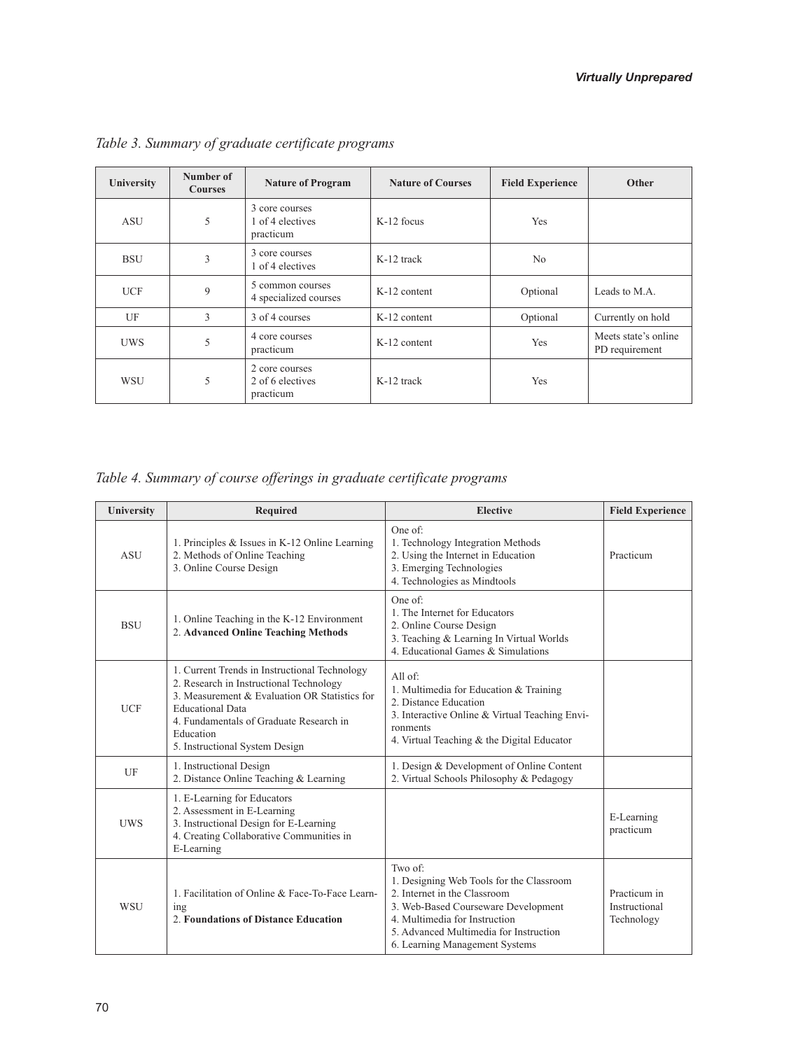*Table 3. Summary of graduate certificate programs*

| University | Number of Courses | Nature of Program | Nature of Courses | Field Experience | Other |
|---|---|---|---|---|---|
| ASU | 5 | 3 core courses<br>1 of 4 electives<br>practicum | K-12 focus | Yes | |
| BSU | 3 | 3 core courses<br>1 of 4 electives | K-12 track | No | |
| UCF | 9 | 5 common courses<br>4 specialized courses | K-12 content | Optional | Leads to M.A. |
| UF | 3 | 3 of 4 courses | K-12 content | Optional | Currently on hold |
| UWS | 5 | 4 core courses<br>practicum | K-12 content | Yes | Meets state's online PD requirement |
| WSU | 5 | 2 core courses<br>2 of 6 electives<br>practicum | K-12 track | Yes | |

*Table 4. Summary of course offerings in graduate certificate programs*

| University | Required | Elective | Field Experience |
|---|---|---|---|
| ASU | 1. Principles & Issues in K-12 Online Learning<br>2. Methods of Online Teaching<br>3. Online Course Design | One of:<br>1. Technology Integration Methods<br>2. Using the Internet in Education<br>3. Emerging Technologies<br>4. Technologies as Mindtools | Practicum |
| BSU | 1. Online Teaching in the K-12 Environment<br>2. **Advanced Online Teaching Methods** | One of:<br>1. The Internet for Educators<br>2. Online Course Design<br>3. Teaching & Learning In Virtual Worlds<br>4. Educational Games & Simulations | |
| UCF | 1. Current Trends in Instructional Technology<br>2. Research in Instructional Technology<br>3. Measurement & Evaluation OR Statistics for Educational Data<br>4. Fundamentals of Graduate Research in Education<br>5. Instructional System Design | All of:<br>1. Multimedia for Education & Training<br>2. Distance Education<br>3. Interactive Online & Virtual Teaching Environments<br>4. Virtual Teaching & the Digital Educator | |
| UF | 1. Instructional Design<br>2. Distance Online Teaching & Learning | 1. Design & Development of Online Content<br>2. Virtual Schools Philosophy & Pedagogy | |
| UWS | 1. E-Learning for Educators<br>2. Assessment in E-Learning<br>3. Instructional Design for E-Learning<br>4. Creating Collaborative Communities in E-Learning | | E-Learning practicum |
| WSU | 1. Facilitation of Online & Face-To-Face Learning<br>2. **Foundations of Distance Education** | Two of:<br>1. Designing Web Tools for the Classroom<br>2. Internet in the Classroom<br>3. Web-Based Courseware Development<br>4. Multimedia for Instruction<br>5. Advanced Multimedia for Instruction<br>6. Learning Management Systems | Practicum in Instructional Technology |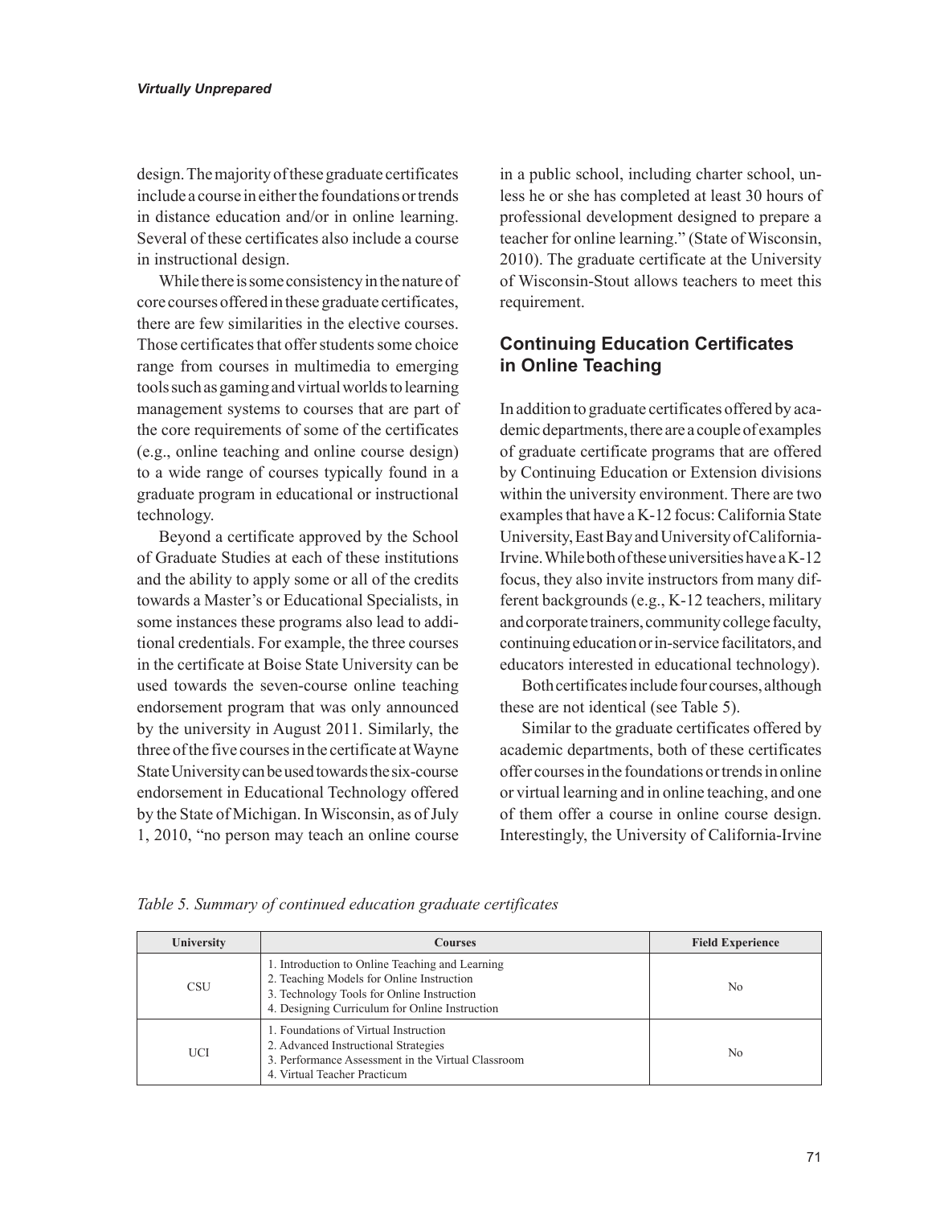design. The majority of these graduate certificates include a course in either the foundations or trends in distance education and/or in online learning. Several of these certificates also include a course in instructional design.

While there is some consistency in the nature of core courses offered in these graduate certificates, there are few similarities in the elective courses. Those certificates that offer students some choice range from courses in multimedia to emerging tools such as gaming and virtual worlds to learning management systems to courses that are part of the core requirements of some of the certificates (e.g., online teaching and online course design) to a wide range of courses typically found in a graduate program in educational or instructional technology.

Beyond a certificate approved by the School of Graduate Studies at each of these institutions and the ability to apply some or all of the credits towards a Master's or Educational Specialists, in some instances these programs also lead to additional credentials. For example, the three courses in the certificate at Boise State University can be used towards the seven-course online teaching endorsement program that was only announced by the university in August 2011. Similarly, the three of the five courses in the certificate at Wayne State University can be used towards the six-course endorsement in Educational Technology offered by the State of Michigan. In Wisconsin, as of July 1, 2010, "no person may teach an online course in a public school, including charter school, unless he or she has completed at least 30 hours of professional development designed to prepare a teacher for online learning." (State of Wisconsin, 2010). The graduate certificate at the University of Wisconsin-Stout allows teachers to meet this requirement.

## Continuing Education Certificates in Online Teaching

In addition to graduate certificates offered by academic departments, there are a couple of examples of graduate certificate programs that are offered by Continuing Education or Extension divisions within the university environment. There are two examples that have a K-12 focus: California State University, East Bay and University of California-Irvine. While both of these universities have a K-12 focus, they also invite instructors from many different backgrounds (e.g., K-12 teachers, military and corporate trainers, community college faculty, continuing education or in-service facilitators, and educators interested in educational technology).

Both certificates include four courses, although these are not identical (see Table 5).

Similar to the graduate certificates offered by academic departments, both of these certificates offer courses in the foundations or trends in online or virtual learning and in online teaching, and one of them offer a course in online course design. Interestingly, the University of California-Irvine

*Table 5. Summary of continued education graduate certificates*

| University | Courses | Field Experience |
|---|---|---|
| CSU | 1. Introduction to Online Teaching and Learning<br>2. Teaching Models for Online Instruction<br>3. Technology Tools for Online Instruction<br>4. Designing Curriculum for Online Instruction | No |
| UCI | 1. Foundations of Virtual Instruction<br>2. Advanced Instructional Strategies<br>3. Performance Assessment in the Virtual Classroom<br>4. Virtual Teacher Practicum | No |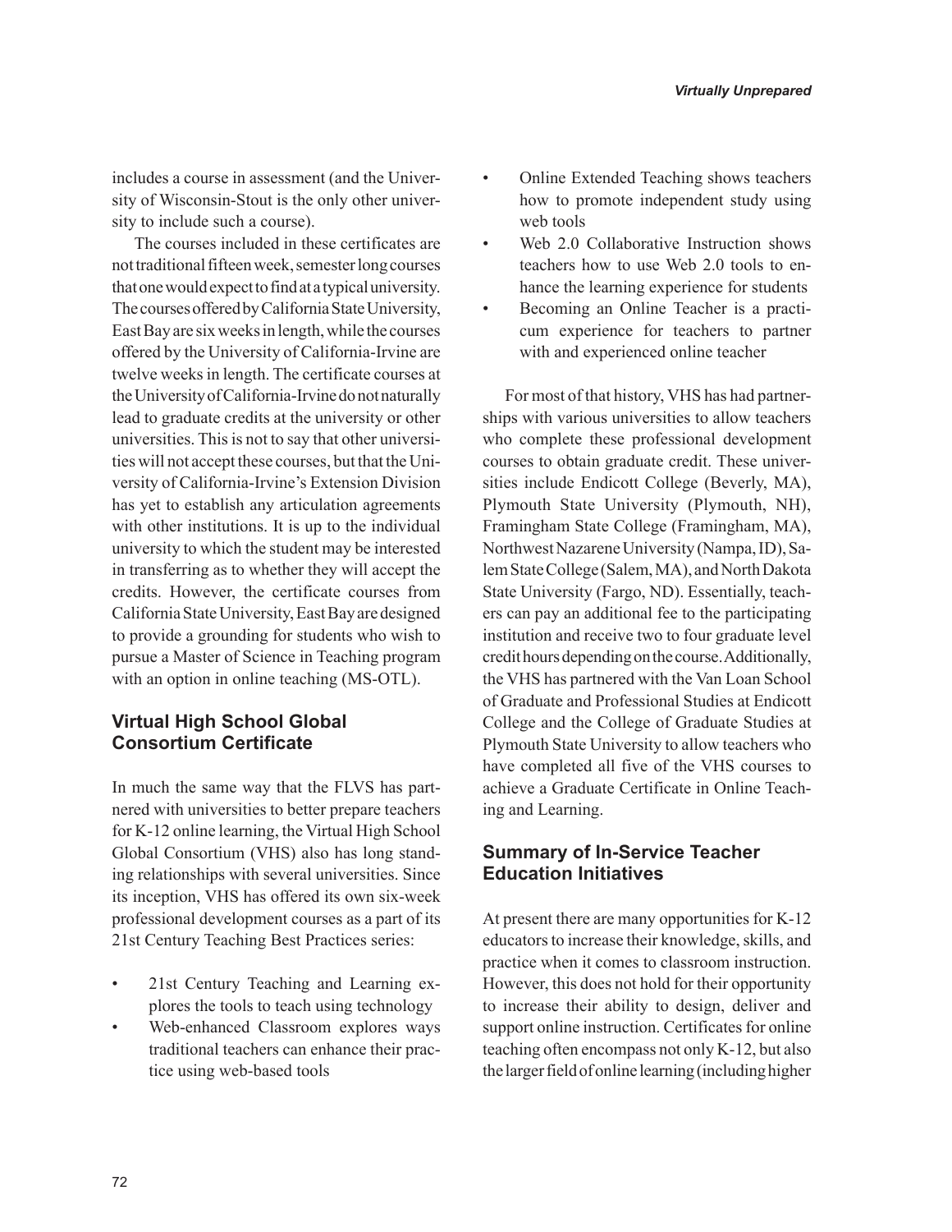includes a course in assessment (and the University of Wisconsin-Stout is the only other university to include such a course).

The courses included in these certificates are not traditional fifteen week, semester long courses that one would expect to find at a typical university. The courses offered by California State University, East Bay are six weeks in length, while the courses offered by the University of California-Irvine are twelve weeks in length. The certificate courses at the University of California-Irvine do not naturally lead to graduate credits at the university or other universities. This is not to say that other universities will not accept these courses, but that the University of California-Irvine's Extension Division has yet to establish any articulation agreements with other institutions. It is up to the individual university to which the student may be interested in transferring as to whether they will accept the credits. However, the certificate courses from California State University, East Bay are designed to provide a grounding for students who wish to pursue a Master of Science in Teaching program with an option in online teaching (MS-OTL).

## Virtual High School Global Consortium Certificate

In much the same way that the FLVS has partnered with universities to better prepare teachers for K-12 online learning, the Virtual High School Global Consortium (VHS) also has long standing relationships with several universities. Since its inception, VHS has offered its own six-week professional development courses as a part of its 21st Century Teaching Best Practices series:

- 21st Century Teaching and Learning explores the tools to teach using technology
- Web-enhanced Classroom explores ways traditional teachers can enhance their practice using web-based tools
- Online Extended Teaching shows teachers how to promote independent study using web tools
- Web 2.0 Collaborative Instruction shows teachers how to use Web 2.0 tools to enhance the learning experience for students
- Becoming an Online Teacher is a practicum experience for teachers to partner with and experienced online teacher

For most of that history, VHS has had partnerships with various universities to allow teachers who complete these professional development courses to obtain graduate credit. These universities include Endicott College (Beverly, MA), Plymouth State University (Plymouth, NH), Framingham State College (Framingham, MA), Northwest Nazarene University (Nampa, ID), Salem State College (Salem, MA), and North Dakota State University (Fargo, ND). Essentially, teachers can pay an additional fee to the participating institution and receive two to four graduate level credit hours depending on the course. Additionally, the VHS has partnered with the Van Loan School of Graduate and Professional Studies at Endicott College and the College of Graduate Studies at Plymouth State University to allow teachers who have completed all five of the VHS courses to achieve a Graduate Certificate in Online Teaching and Learning.

## Summary of In-Service Teacher Education Initiatives

At present there are many opportunities for K-12 educators to increase their knowledge, skills, and practice when it comes to classroom instruction. However, this does not hold for their opportunity to increase their ability to design, deliver and support online instruction. Certificates for online teaching often encompass not only K-12, but also the larger field of online learning (including higher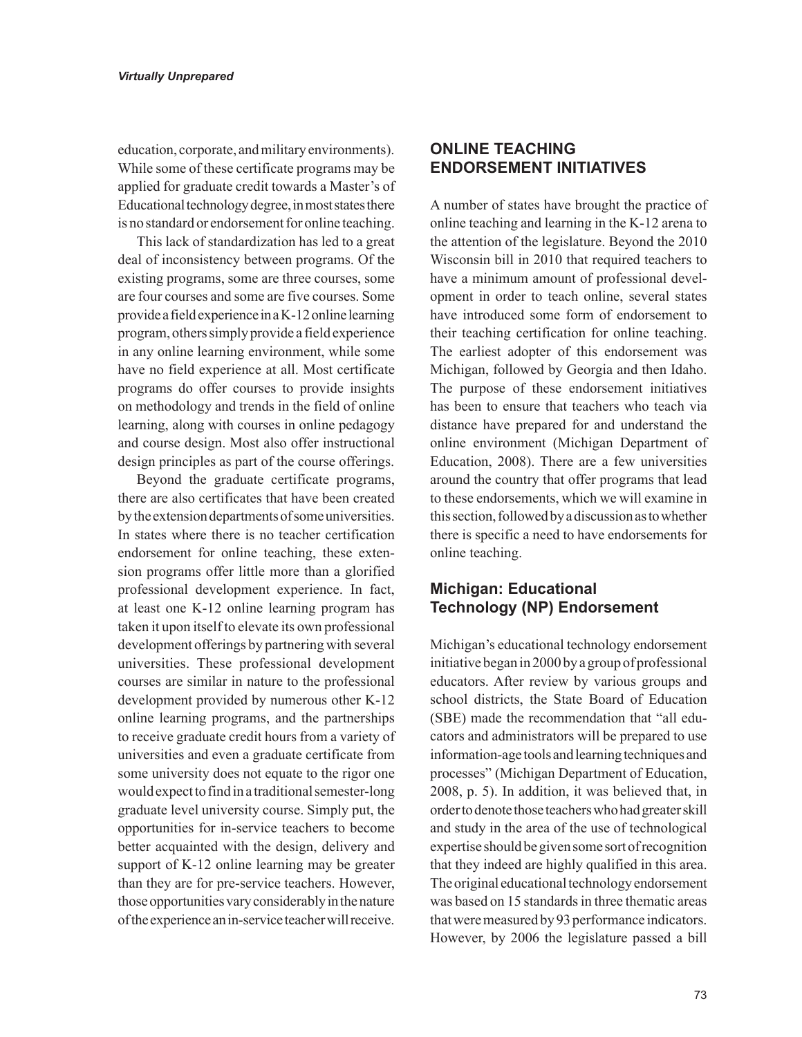education, corporate, and military environments). While some of these certificate programs may be applied for graduate credit towards a Master's of Educational technology degree, in most states there is no standard or endorsement for online teaching.

This lack of standardization has led to a great deal of inconsistency between programs. Of the existing programs, some are three courses, some are four courses and some are five courses. Some provide a field experience in a K-12 online learning program, others simply provide a field experience in any online learning environment, while some have no field experience at all. Most certificate programs do offer courses to provide insights on methodology and trends in the field of online learning, along with courses in online pedagogy and course design. Most also offer instructional design principles as part of the course offerings.

Beyond the graduate certificate programs, there are also certificates that have been created by the extension departments of some universities. In states where there is no teacher certification endorsement for online teaching, these extension programs offer little more than a glorified professional development experience. In fact, at least one K-12 online learning program has taken it upon itself to elevate its own professional development offerings by partnering with several universities. These professional development courses are similar in nature to the professional development provided by numerous other K-12 online learning programs, and the partnerships to receive graduate credit hours from a variety of universities and even a graduate certificate from some university does not equate to the rigor one would expect to find in a traditional semester-long graduate level university course. Simply put, the opportunities for in-service teachers to become better acquainted with the design, delivery and support of K-12 online learning may be greater than they are for pre-service teachers. However, those opportunities vary considerably in the nature of the experience an in-service teacher will receive.

## ONLINE TEACHING ENDORSEMENT INITIATIVES

A number of states have brought the practice of online teaching and learning in the K-12 arena to the attention of the legislature. Beyond the 2010 Wisconsin bill in 2010 that required teachers to have a minimum amount of professional development in order to teach online, several states have introduced some form of endorsement to their teaching certification for online teaching. The earliest adopter of this endorsement was Michigan, followed by Georgia and then Idaho. The purpose of these endorsement initiatives has been to ensure that teachers who teach via distance have prepared for and understand the online environment (Michigan Department of Education, 2008). There are a few universities around the country that offer programs that lead to these endorsements, which we will examine in this section, followed by a discussion as to whether there is specific a need to have endorsements for online teaching.

### Michigan: Educational Technology (NP) Endorsement

Michigan's educational technology endorsement initiative began in 2000 by a group of professional educators. After review by various groups and school districts, the State Board of Education (SBE) made the recommendation that "all educators and administrators will be prepared to use information-age tools and learning techniques and processes" (Michigan Department of Education, 2008, p. 5). In addition, it was believed that, in order to denote those teachers who had greater skill and study in the area of the use of technological expertise should be given some sort of recognition that they indeed are highly qualified in this area. The original educational technology endorsement was based on 15 standards in three thematic areas that were measured by 93 performance indicators. However, by 2006 the legislature passed a bill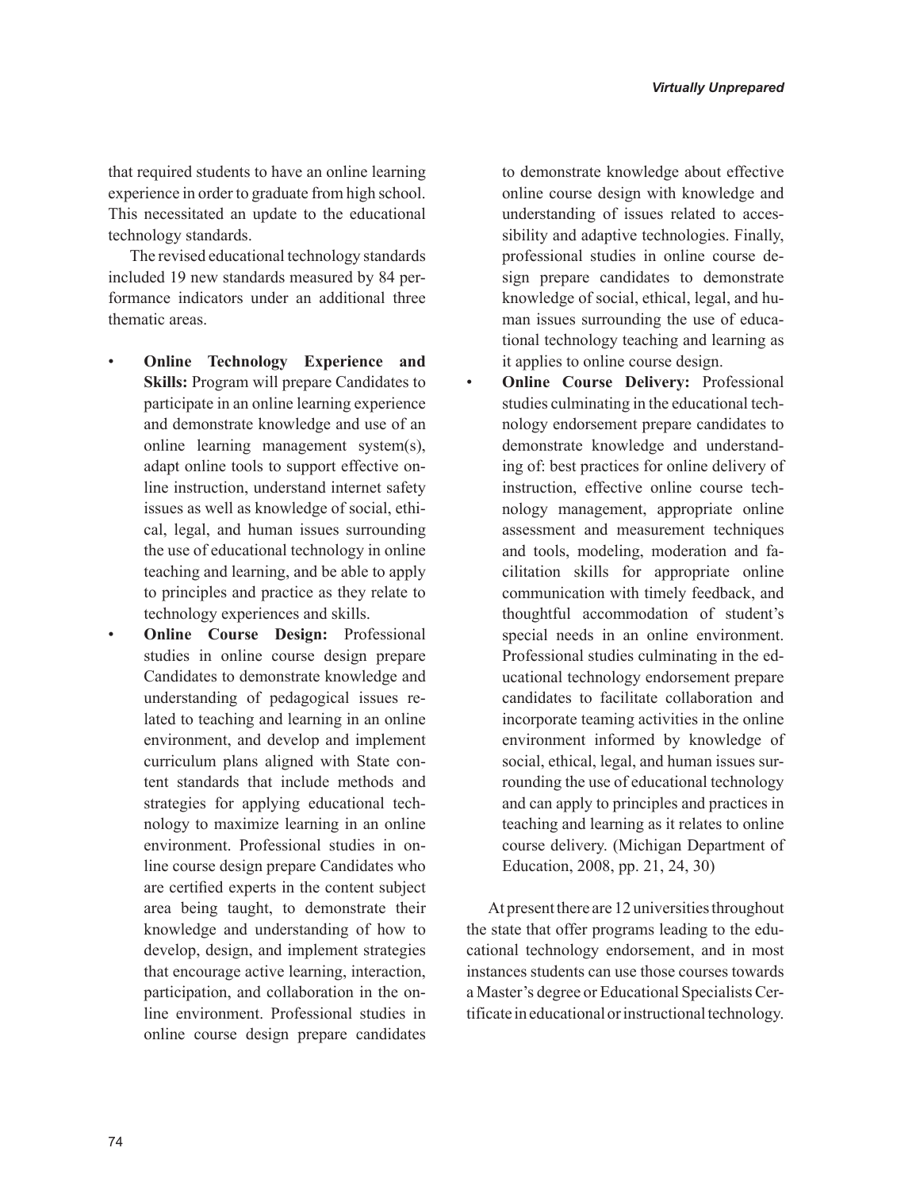that required students to have an online learning experience in order to graduate from high school. This necessitated an update to the educational technology standards.

The revised educational technology standards included 19 new standards measured by 84 performance indicators under an additional three thematic areas.

- **Online Technology Experience and Skills:** Program will prepare Candidates to participate in an online learning experience and demonstrate knowledge and use of an online learning management system(s), adapt online tools to support effective online instruction, understand internet safety issues as well as knowledge of social, ethical, legal, and human issues surrounding the use of educational technology in online teaching and learning, and be able to apply to principles and practice as they relate to technology experiences and skills.
- **Online Course Design:** Professional studies in online course design prepare Candidates to demonstrate knowledge and understanding of pedagogical issues related to teaching and learning in an online environment, and develop and implement curriculum plans aligned with State content standards that include methods and strategies for applying educational technology to maximize learning in an online environment. Professional studies in online course design prepare Candidates who are certified experts in the content subject area being taught, to demonstrate their knowledge and understanding of how to develop, design, and implement strategies that encourage active learning, interaction, participation, and collaboration in the online environment. Professional studies in online course design prepare candidates to demonstrate knowledge about effective online course design with knowledge and understanding of issues related to accessibility and adaptive technologies. Finally, professional studies in online course design prepare candidates to demonstrate knowledge of social, ethical, legal, and human issues surrounding the use of educational technology teaching and learning as it applies to online course design.
- **Online Course Delivery:** Professional studies culminating in the educational technology endorsement prepare candidates to demonstrate knowledge and understanding of: best practices for online delivery of instruction, effective online course technology management, appropriate online assessment and measurement techniques and tools, modeling, moderation and facilitation skills for appropriate online communication with timely feedback, and thoughtful accommodation of student's special needs in an online environment. Professional studies culminating in the educational technology endorsement prepare candidates to facilitate collaboration and incorporate teaming activities in the online environment informed by knowledge of social, ethical, legal, and human issues surrounding the use of educational technology and can apply to principles and practices in teaching and learning as it relates to online course delivery. (Michigan Department of Education, 2008, pp. 21, 24, 30)

At present there are 12 universities throughout the state that offer programs leading to the educational technology endorsement, and in most instances students can use those courses towards a Master's degree or Educational Specialists Certificate in educational or instructional technology.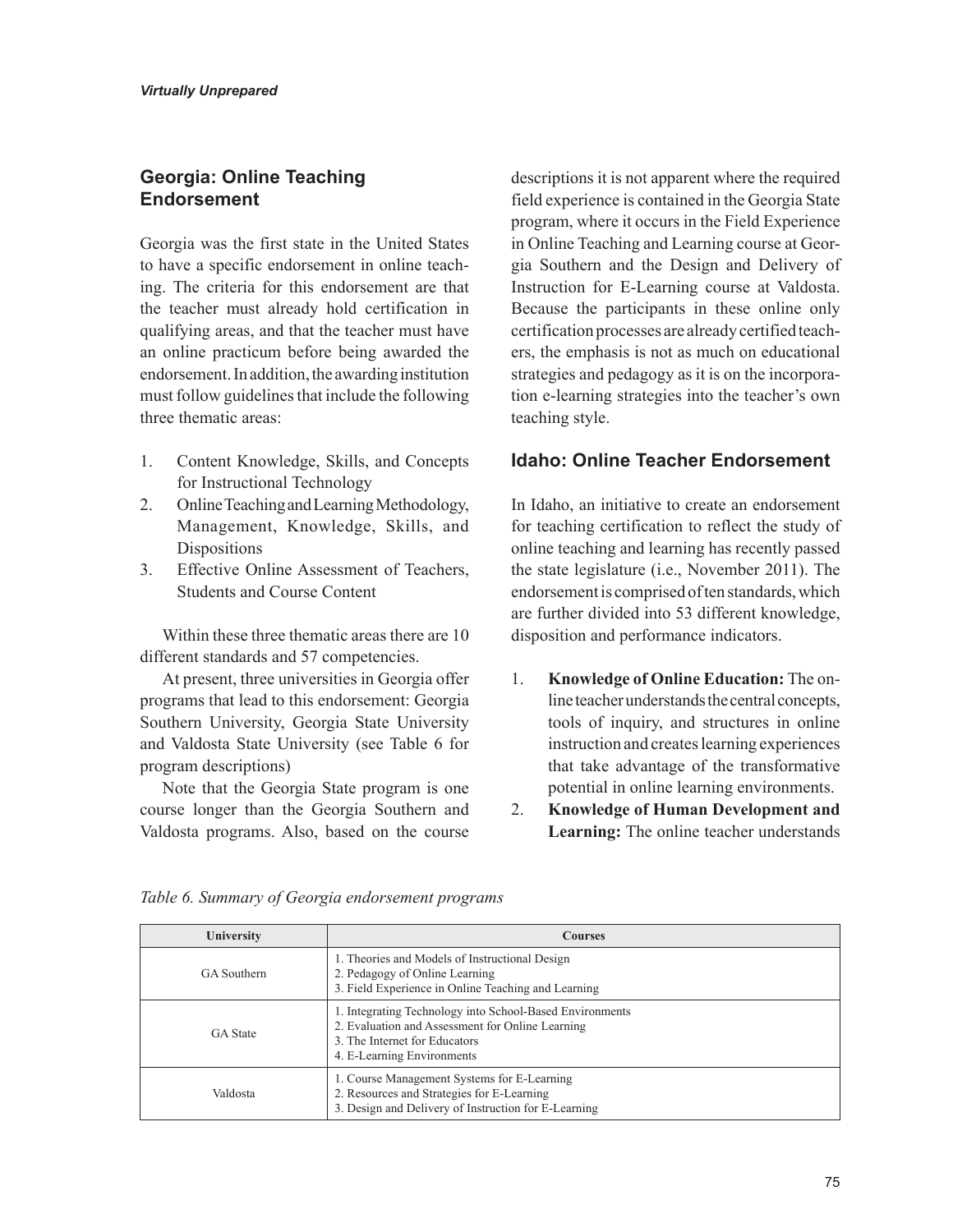## Georgia: Online Teaching Endorsement

Georgia was the first state in the United States to have a specific endorsement in online teaching. The criteria for this endorsement are that the teacher must already hold certification in qualifying areas, and that the teacher must have an online practicum before being awarded the endorsement. In addition, the awarding institution must follow guidelines that include the following three thematic areas:

1. Content Knowledge, Skills, and Concepts for Instructional Technology
2. Online Teaching and Learning Methodology, Management, Knowledge, Skills, and Dispositions
3. Effective Online Assessment of Teachers, Students and Course Content

Within these three thematic areas there are 10 different standards and 57 competencies.

At present, three universities in Georgia offer programs that lead to this endorsement: Georgia Southern University, Georgia State University and Valdosta State University (see Table 6 for program descriptions)

Note that the Georgia State program is one course longer than the Georgia Southern and Valdosta programs. Also, based on the course descriptions it is not apparent where the required field experience is contained in the Georgia State program, where it occurs in the Field Experience in Online Teaching and Learning course at Georgia Southern and the Design and Delivery of Instruction for E-Learning course at Valdosta. Because the participants in these online only certification processes are already certified teachers, the emphasis is not as much on educational strategies and pedagogy as it is on the incorporation e-learning strategies into the teacher's own teaching style.

## Idaho: Online Teacher Endorsement

In Idaho, an initiative to create an endorsement for teaching certification to reflect the study of online teaching and learning has recently passed the state legislature (i.e., November 2011). The endorsement is comprised of ten standards, which are further divided into 53 different knowledge, disposition and performance indicators.

1. **Knowledge of Online Education:** The online teacher understands the central concepts, tools of inquiry, and structures in online instruction and creates learning experiences that take advantage of the transformative potential in online learning environments.
2. **Knowledge of Human Development and Learning:** The online teacher understands

*Table 6. Summary of Georgia endorsement programs*

| University | Courses |
|---|---|
| GA Southern | 1. Theories and Models of Instructional Design<br>2. Pedagogy of Online Learning<br>3. Field Experience in Online Teaching and Learning |
| GA State | 1. Integrating Technology into School-Based Environments<br>2. Evaluation and Assessment for Online Learning<br>3. The Internet for Educators<br>4. E-Learning Environments |
| Valdosta | 1. Course Management Systems for E-Learning<br>2. Resources and Strategies for E-Learning<br>3. Design and Delivery of Instruction for E-Learning |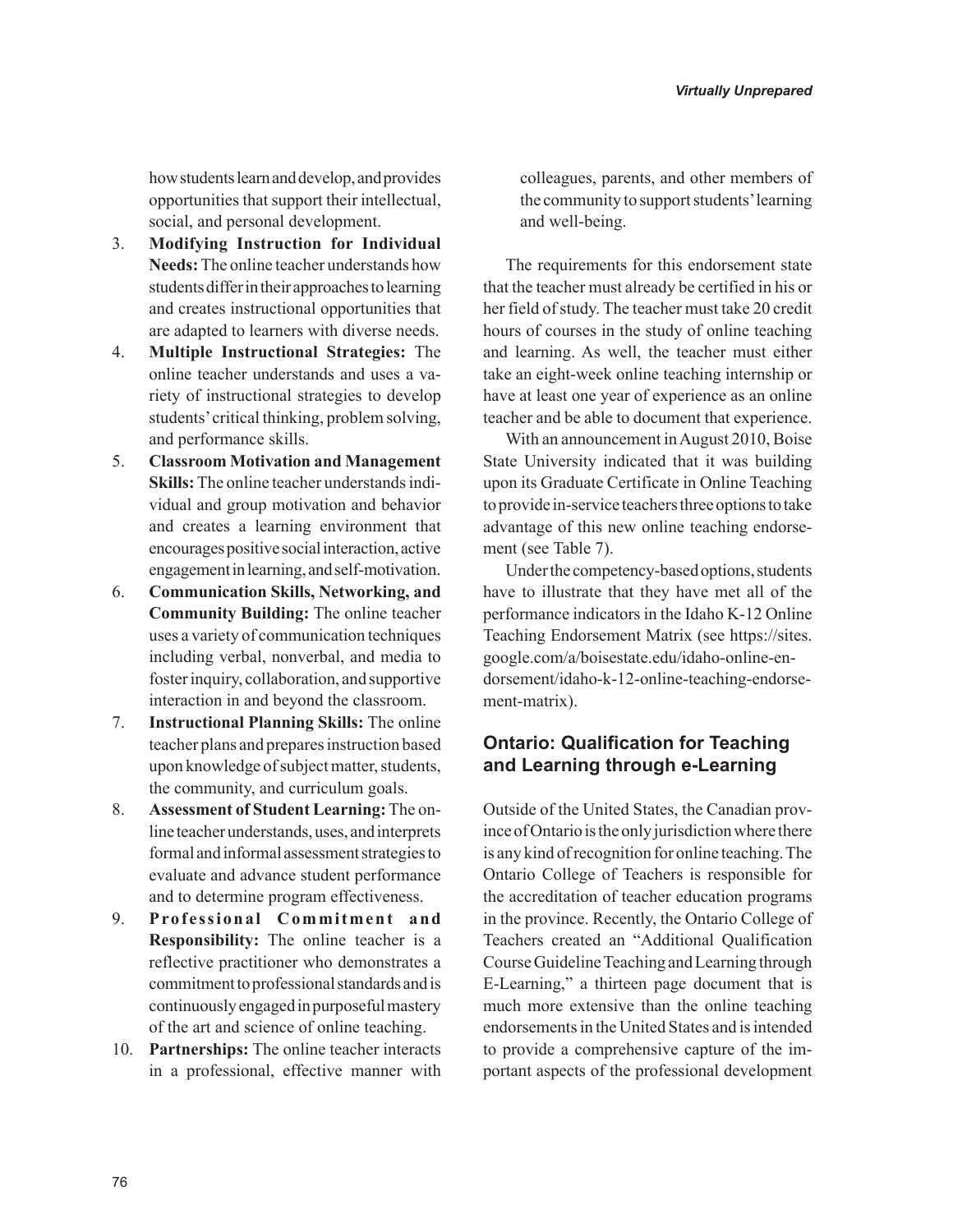how students learn and develop, and provides opportunities that support their intellectual, social, and personal development.

3. **Modifying Instruction for Individual Needs:** The online teacher understands how students differ in their approaches to learning and creates instructional opportunities that are adapted to learners with diverse needs.
4. **Multiple Instructional Strategies:** The online teacher understands and uses a variety of instructional strategies to develop students' critical thinking, problem solving, and performance skills.
5. **Classroom Motivation and Management Skills:** The online teacher understands individual and group motivation and behavior and creates a learning environment that encourages positive social interaction, active engagement in learning, and self-motivation.
6. **Communication Skills, Networking, and Community Building:** The online teacher uses a variety of communication techniques including verbal, nonverbal, and media to foster inquiry, collaboration, and supportive interaction in and beyond the classroom.
7. **Instructional Planning Skills:** The online teacher plans and prepares instruction based upon knowledge of subject matter, students, the community, and curriculum goals.
8. **Assessment of Student Learning:** The online teacher understands, uses, and interprets formal and informal assessment strategies to evaluate and advance student performance and to determine program effectiveness.
9. **Professional Commitment and Responsibility:** The online teacher is a reflective practitioner who demonstrates a commitment to professional standards and is continuously engaged in purposeful mastery of the art and science of online teaching.
10. **Partnerships:** The online teacher interacts in a professional, effective manner with colleagues, parents, and other members of the community to support students' learning and well-being.

The requirements for this endorsement state that the teacher must already be certified in his or her field of study. The teacher must take 20 credit hours of courses in the study of online teaching and learning. As well, the teacher must either take an eight-week online teaching internship or have at least one year of experience as an online teacher and be able to document that experience.

With an announcement in August 2010, Boise State University indicated that it was building upon its Graduate Certificate in Online Teaching to provide in-service teachers three options to take advantage of this new online teaching endorsement (see Table 7).

Under the competency-based options, students have to illustrate that they have met all of the performance indicators in the Idaho K-12 Online Teaching Endorsement Matrix (see https://sites.google.com/a/boisestate.edu/idaho-online-endorsement/idaho-k-12-online-teaching-endorsement-matrix).

## Ontario: Qualification for Teaching and Learning through e-Learning

Outside of the United States, the Canadian province of Ontario is the only jurisdiction where there is any kind of recognition for online teaching. The Ontario College of Teachers is responsible for the accreditation of teacher education programs in the province. Recently, the Ontario College of Teachers created an "Additional Qualification Course Guideline Teaching and Learning through E-Learning," a thirteen page document that is much more extensive than the online teaching endorsements in the United States and is intended to provide a comprehensive capture of the important aspects of the professional development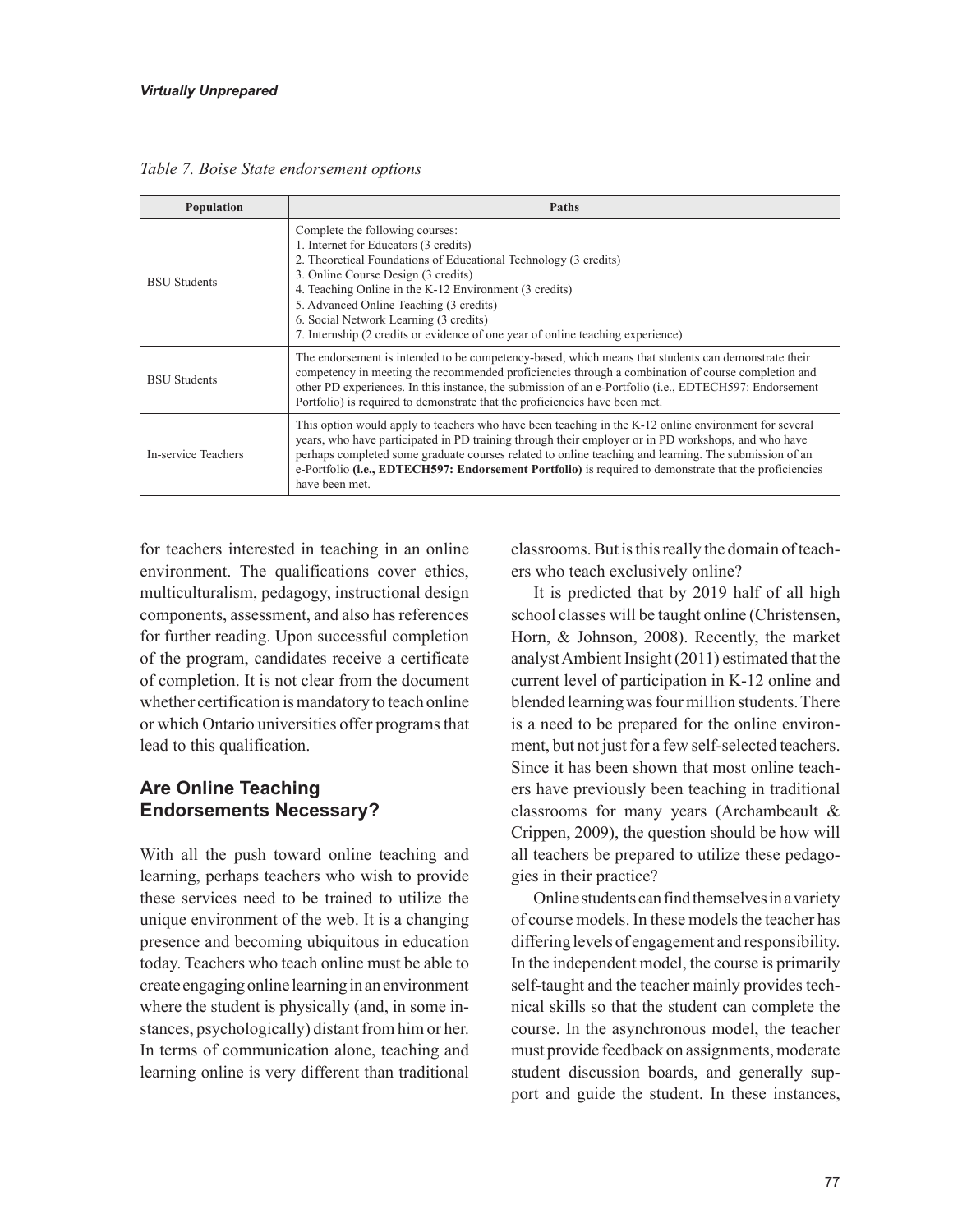*Table 7. Boise State endorsement options*

| Population | Paths |
|---|---|
| BSU Students | Complete the following courses:<br>1. Internet for Educators (3 credits)<br>2. Theoretical Foundations of Educational Technology (3 credits)<br>3. Online Course Design (3 credits)<br>4. Teaching Online in the K-12 Environment (3 credits)<br>5. Advanced Online Teaching (3 credits)<br>6. Social Network Learning (3 credits)<br>7. Internship (2 credits or evidence of one year of online teaching experience) |
| BSU Students | The endorsement is intended to be competency-based, which means that students can demonstrate their competency in meeting the recommended proficiencies through a combination of course completion and other PD experiences. In this instance, the submission of an e-Portfolio (i.e., EDTECH597: Endorsement Portfolio) is required to demonstrate that the proficiencies have been met. |
| In-service Teachers | This option would apply to teachers who have been teaching in the K-12 online environment for several years, who have participated in PD training through their employer or in PD workshops, and who have perhaps completed some graduate courses related to online teaching and learning. The submission of an e-Portfolio **(i.e., EDTECH597: Endorsement Portfolio)** is required to demonstrate that the proficiencies have been met. |

for teachers interested in teaching in an online environment. The qualifications cover ethics, multiculturalism, pedagogy, instructional design components, assessment, and also has references for further reading. Upon successful completion of the program, candidates receive a certificate of completion. It is not clear from the document whether certification is mandatory to teach online or which Ontario universities offer programs that lead to this qualification.

## Are Online Teaching Endorsements Necessary?

With all the push toward online teaching and learning, perhaps teachers who wish to provide these services need to be trained to utilize the unique environment of the web. It is a changing presence and becoming ubiquitous in education today. Teachers who teach online must be able to create engaging online learning in an environment where the student is physically (and, in some instances, psychologically) distant from him or her. In terms of communication alone, teaching and learning online is very different than traditional classrooms. But is this really the domain of teachers who teach exclusively online?

It is predicted that by 2019 half of all high school classes will be taught online (Christensen, Horn, & Johnson, 2008). Recently, the market analyst Ambient Insight (2011) estimated that the current level of participation in K-12 online and blended learning was four million students. There is a need to be prepared for the online environment, but not just for a few self-selected teachers. Since it has been shown that most online teachers have previously been teaching in traditional classrooms for many years (Archambeault & Crippen, 2009), the question should be how will all teachers be prepared to utilize these pedagogies in their practice?

Online students can find themselves in a variety of course models. In these models the teacher has differing levels of engagement and responsibility. In the independent model, the course is primarily self-taught and the teacher mainly provides technical skills so that the student can complete the course. In the asynchronous model, the teacher must provide feedback on assignments, moderate student discussion boards, and generally support and guide the student. In these instances,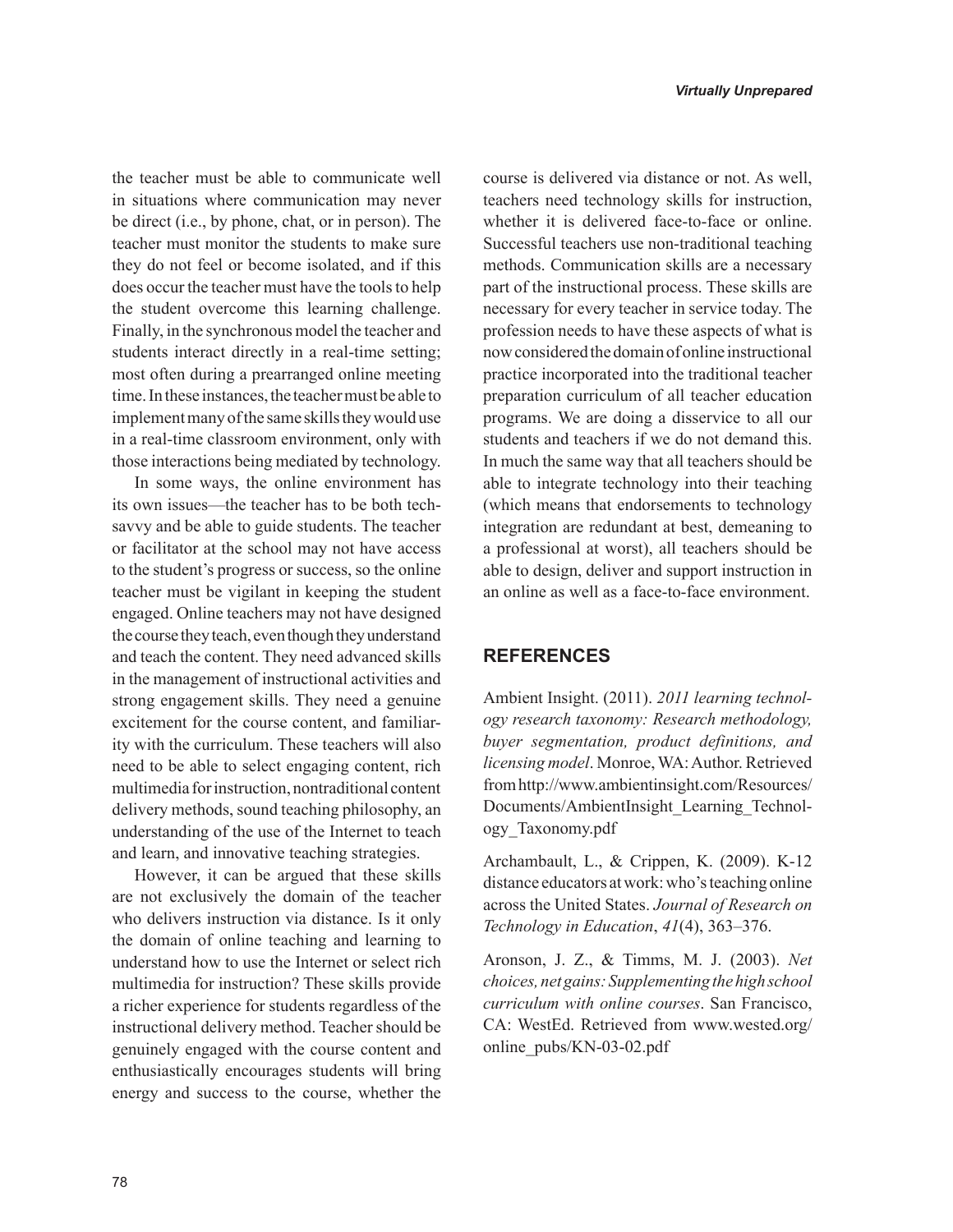the teacher must be able to communicate well in situations where communication may never be direct (i.e., by phone, chat, or in person). The teacher must monitor the students to make sure they do not feel or become isolated, and if this does occur the teacher must have the tools to help the student overcome this learning challenge. Finally, in the synchronous model the teacher and students interact directly in a real-time setting; most often during a prearranged online meeting time. In these instances, the teacher must be able to implement many of the same skills they would use in a real-time classroom environment, only with those interactions being mediated by technology.

In some ways, the online environment has its own issues—the teacher has to be both tech-savvy and be able to guide students. The teacher or facilitator at the school may not have access to the student's progress or success, so the online teacher must be vigilant in keeping the student engaged. Online teachers may not have designed the course they teach, even though they understand and teach the content. They need advanced skills in the management of instructional activities and strong engagement skills. They need a genuine excitement for the course content, and familiarity with the curriculum. These teachers will also need to be able to select engaging content, rich multimedia for instruction, nontraditional content delivery methods, sound teaching philosophy, an understanding of the use of the Internet to teach and learn, and innovative teaching strategies.

However, it can be argued that these skills are not exclusively the domain of the teacher who delivers instruction via distance. Is it only the domain of online teaching and learning to understand how to use the Internet or select rich multimedia for instruction? These skills provide a richer experience for students regardless of the instructional delivery method. Teacher should be genuinely engaged with the course content and enthusiastically encourages students will bring energy and success to the course, whether the course is delivered via distance or not. As well, teachers need technology skills for instruction, whether it is delivered face-to-face or online. Successful teachers use non-traditional teaching methods. Communication skills are a necessary part of the instructional process. These skills are necessary for every teacher in service today. The profession needs to have these aspects of what is now considered the domain of online instructional practice incorporated into the traditional teacher preparation curriculum of all teacher education programs. We are doing a disservice to all our students and teachers if we do not demand this. In much the same way that all teachers should be able to integrate technology into their teaching (which means that endorsements to technology integration are redundant at best, demeaning to a professional at worst), all teachers should be able to design, deliver and support instruction in an online as well as a face-to-face environment.

## REFERENCES

Ambient Insight. (2011). *2011 learning technology research taxonomy: Research methodology, buyer segmentation, product definitions, and licensing model*. Monroe, WA: Author. Retrieved from http://www.ambientinsight.com/Resources/Documents/AmbientInsight_Learning_Technology_Taxonomy.pdf

Archambault, L., & Crippen, K. (2009). K-12 distance educators at work: who's teaching online across the United States. *Journal of Research on Technology in Education*, *41*(4), 363–376.

Aronson, J. Z., & Timms, M. J. (2003). *Net choices, net gains: Supplementing the high school curriculum with online courses*. San Francisco, CA: WestEd. Retrieved from www.wested.org/online_pubs/KN-03-02.pdf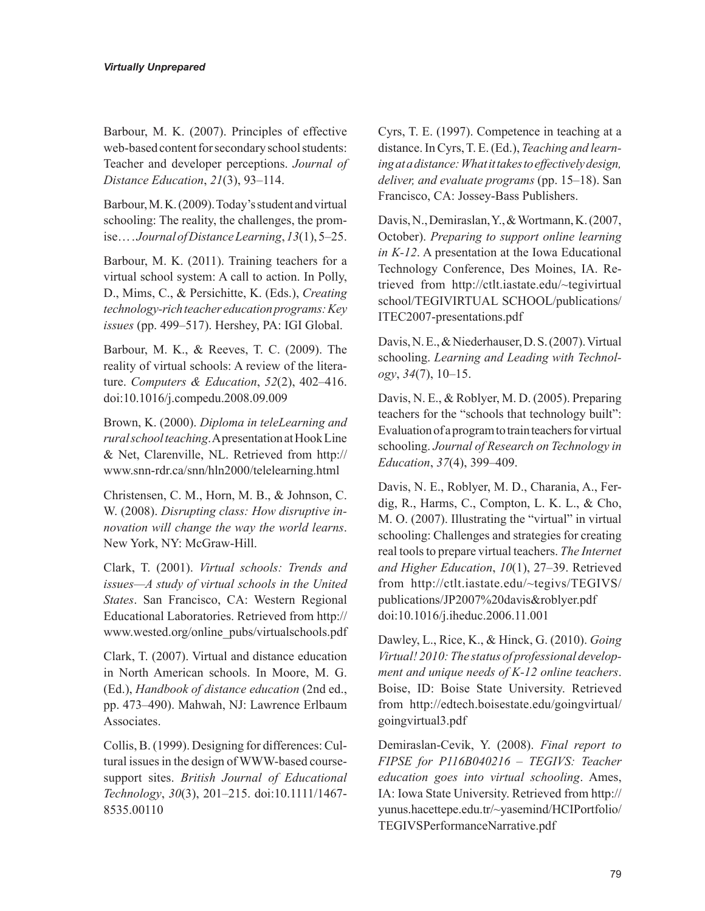Barbour, M. K. (2007). Principles of effective web-based content for secondary school students: Teacher and developer perceptions. *Journal of Distance Education*, *21*(3), 93–114.

Barbour, M. K. (2009). Today's student and virtual schooling: The reality, the challenges, the promise…. *Journal of Distance Learning*, *13*(1), 5–25.

Barbour, M. K. (2011). Training teachers for a virtual school system: A call to action. In Polly, D., Mims, C., & Persichitte, K. (Eds.), *Creating technology-rich teacher education programs: Key issues* (pp. 499–517). Hershey, PA: IGI Global.

Barbour, M. K., & Reeves, T. C. (2009). The reality of virtual schools: A review of the literature. *Computers & Education*, *52*(2), 402–416. doi:10.1016/j.compedu.2008.09.009

Brown, K. (2000). *Diploma in teleLearning and rural school teaching*. A presentation at Hook Line & Net, Clarenville, NL. Retrieved from http://www.snn-rdr.ca/snn/hln2000/telelearning.html

Christensen, C. M., Horn, M. B., & Johnson, C. W. (2008). *Disrupting class: How disruptive innovation will change the way the world learns*. New York, NY: McGraw-Hill.

Clark, T. (2001). *Virtual schools: Trends and issues—A study of virtual schools in the United States*. San Francisco, CA: Western Regional Educational Laboratories. Retrieved from http://www.wested.org/online_pubs/virtualschools.pdf

Clark, T. (2007). Virtual and distance education in North American schools. In Moore, M. G. (Ed.), *Handbook of distance education* (2nd ed., pp. 473–490). Mahwah, NJ: Lawrence Erlbaum Associates.

Collis, B. (1999). Designing for differences: Cultural issues in the design of WWW-based course-support sites. *British Journal of Educational Technology*, *30*(3), 201–215. doi:10.1111/1467-8535.00110

Cyrs, T. E. (1997). Competence in teaching at a distance. In Cyrs, T. E. (Ed.), *Teaching and learning at a distance: What it takes to effectively design, deliver, and evaluate programs* (pp. 15–18). San Francisco, CA: Jossey-Bass Publishers.

Davis, N., Demiraslan, Y., & Wortmann, K. (2007, October). *Preparing to support online learning in K-12*. A presentation at the Iowa Educational Technology Conference, Des Moines, IA. Retrieved from http://ctlt.iastate.edu/~tegivirtualschool/TEGIVIRTUAL SCHOOL/publications/ITEC2007-presentations.pdf

Davis, N. E., & Niederhauser, D. S. (2007). Virtual schooling. *Learning and Leading with Technology*, *34*(7), 10–15.

Davis, N. E., & Roblyer, M. D. (2005). Preparing teachers for the "schools that technology built": Evaluation of a program to train teachers for virtual schooling. *Journal of Research on Technology in Education*, *37*(4), 399–409.

Davis, N. E., Roblyer, M. D., Charania, A., Ferdig, R., Harms, C., Compton, L. K. L., & Cho, M. O. (2007). Illustrating the "virtual" in virtual schooling: Challenges and strategies for creating real tools to prepare virtual teachers. *The Internet and Higher Education*, *10*(1), 27–39. Retrieved from http://ctlt.iastate.edu/~tegivs/TEGIVS/publications/JP2007%20davis&roblyer.pdf doi:10.1016/j.iheduc.2006.11.001

Dawley, L., Rice, K., & Hinck, G. (2010). *Going Virtual! 2010: The status of professional development and unique needs of K-12 online teachers*. Boise, ID: Boise State University. Retrieved from http://edtech.boisestate.edu/goingvirtual/goingvirtual3.pdf

Demiraslan-Cevik, Y. (2008). *Final report to FIPSE for P116B040216 – TEGIVS: Teacher education goes into virtual schooling*. Ames, IA: Iowa State University. Retrieved from http://yunus.hacettepe.edu.tr/~yasemind/HCIPortfolio/TEGIVSPerformanceNarrative.pdf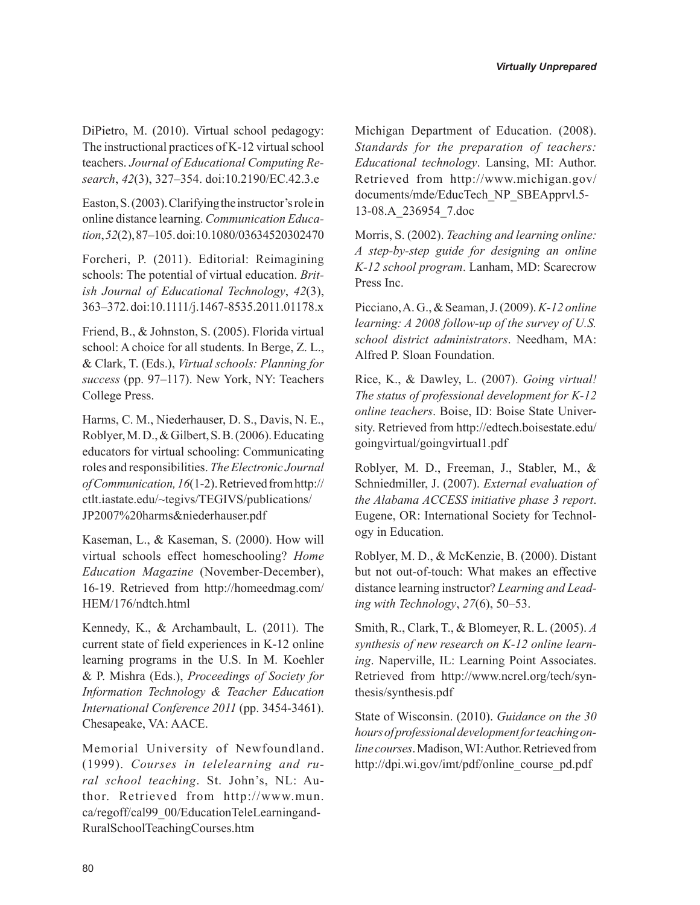DiPietro, M. (2010). Virtual school pedagogy: The instructional practices of K-12 virtual school teachers. *Journal of Educational Computing Research*, *42*(3), 327–354. doi:10.2190/EC.42.3.e

Easton, S. (2003). Clarifying the instructor's role in online distance learning. *Communication Education*, *52*(2), 87–105. doi:10.1080/03634520302470

Forcheri, P. (2011). Editorial: Reimagining schools: The potential of virtual education. *British Journal of Educational Technology*, *42*(3), 363–372. doi:10.1111/j.1467-8535.2011.01178.x

Friend, B., & Johnston, S. (2005). Florida virtual school: A choice for all students. In Berge, Z. L., & Clark, T. (Eds.), *Virtual schools: Planning for success* (pp. 97–117). New York, NY: Teachers College Press.

Harms, C. M., Niederhauser, D. S., Davis, N. E., Roblyer, M. D., & Gilbert, S. B. (2006). Educating educators for virtual schooling: Communicating roles and responsibilities. *The Electronic Journal of Communication, 16*(1-2). Retrieved from http://ctlt.iastate.edu/~tegivs/TEGIVS/publications/JP2007%20harms&niederhauser.pdf

Kaseman, L., & Kaseman, S. (2000). How will virtual schools effect homeschooling? *Home Education Magazine* (November-December), 16-19. Retrieved from http://homeedmag.com/HEM/176/ndtch.html

Kennedy, K., & Archambault, L. (2011). The current state of field experiences in K-12 online learning programs in the U.S. In M. Koehler & P. Mishra (Eds.), *Proceedings of Society for Information Technology & Teacher Education International Conference 2011* (pp. 3454-3461). Chesapeake, VA: AACE.

Memorial University of Newfoundland. (1999). *Courses in telelearning and rural school teaching*. St. John's, NL: Author. Retrieved from http://www.mun.ca/regoff/cal99_00/EducationTeleLearningandRuralSchoolTeachingCourses.htm

Michigan Department of Education. (2008). *Standards for the preparation of teachers: Educational technology*. Lansing, MI: Author. Retrieved from http://www.michigan.gov/documents/mde/EducTech_NP_SBEApprvl.5-13-08.A_236954_7.doc

Morris, S. (2002). *Teaching and learning online: A step-by-step guide for designing an online K-12 school program*. Lanham, MD: Scarecrow Press Inc.

Picciano, A. G., & Seaman, J. (2009). *K-12 online learning: A 2008 follow-up of the survey of U.S. school district administrators*. Needham, MA: Alfred P. Sloan Foundation.

Rice, K., & Dawley, L. (2007). *Going virtual! The status of professional development for K-12 online teachers*. Boise, ID: Boise State University. Retrieved from http://edtech.boisestate.edu/goingvirtual/goingvirtual1.pdf

Roblyer, M. D., Freeman, J., Stabler, M., & Schniedmiller, J. (2007). *External evaluation of the Alabama ACCESS initiative phase 3 report*. Eugene, OR: International Society for Technology in Education.

Roblyer, M. D., & McKenzie, B. (2000). Distant but not out-of-touch: What makes an effective distance learning instructor? *Learning and Leading with Technology*, *27*(6), 50–53.

Smith, R., Clark, T., & Blomeyer, R. L. (2005). *A synthesis of new research on K-12 online learning*. Naperville, IL: Learning Point Associates. Retrieved from http://www.ncrel.org/tech/synthesis/synthesis.pdf

State of Wisconsin. (2010). *Guidance on the 30 hours of professional development for teaching online courses*. Madison, WI: Author. Retrieved from http://dpi.wi.gov/imt/pdf/online_course_pd.pdf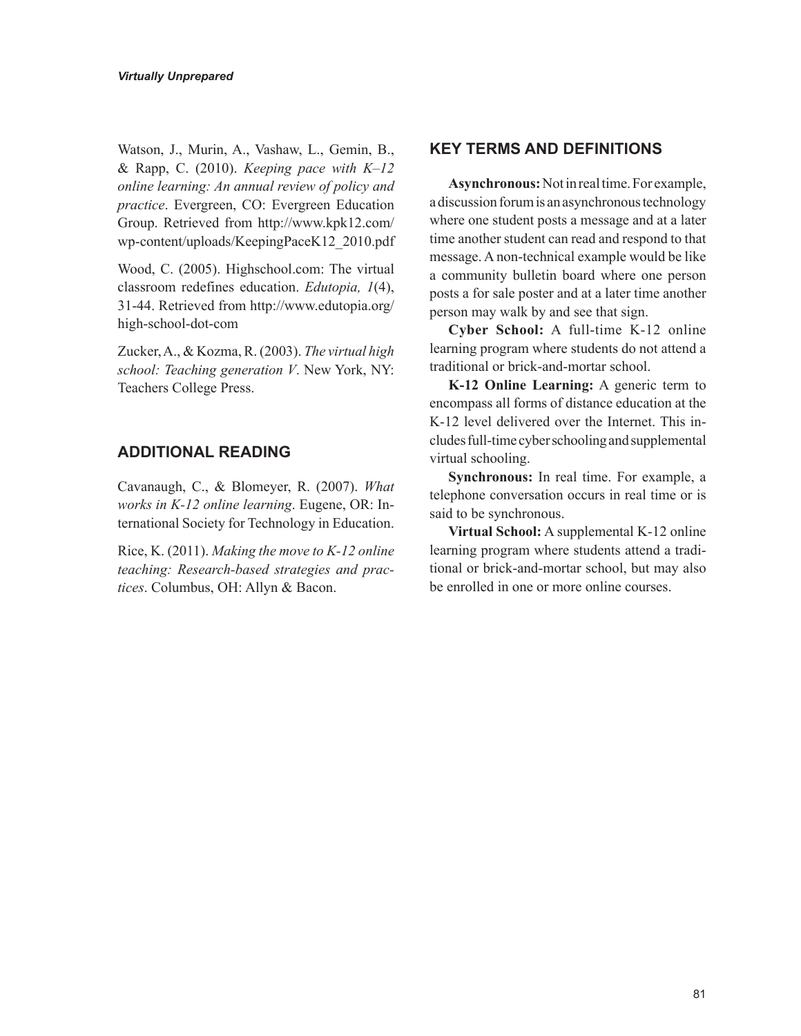Watson, J., Murin, A., Vashaw, L., Gemin, B., & Rapp, C. (2010). *Keeping pace with K–12 online learning: An annual review of policy and practice*. Evergreen, CO: Evergreen Education Group. Retrieved from http://www.kpk12.com/wp-content/uploads/KeepingPaceK12_2010.pdf

Wood, C. (2005). Highschool.com: The virtual classroom redefines education. *Edutopia, 1*(4), 31-44. Retrieved from http://www.edutopia.org/high-school-dot-com

Zucker, A., & Kozma, R. (2003). *The virtual high school: Teaching generation V*. New York, NY: Teachers College Press.

## ADDITIONAL READING

Cavanaugh, C., & Blomeyer, R. (2007). *What works in K-12 online learning*. Eugene, OR: International Society for Technology in Education.

Rice, K. (2011). *Making the move to K-12 online teaching: Research-based strategies and practices*. Columbus, OH: Allyn & Bacon.

## KEY TERMS AND DEFINITIONS

**Asynchronous:** Not in real time. For example, a discussion forum is an asynchronous technology where one student posts a message and at a later time another student can read and respond to that message. A non-technical example would be like a community bulletin board where one person posts a for sale poster and at a later time another person may walk by and see that sign.

**Cyber School:** A full-time K-12 online learning program where students do not attend a traditional or brick-and-mortar school.

**K-12 Online Learning:** A generic term to encompass all forms of distance education at the K-12 level delivered over the Internet. This includes full-time cyber schooling and supplemental virtual schooling.

**Synchronous:** In real time. For example, a telephone conversation occurs in real time or is said to be synchronous.

**Virtual School:** A supplemental K-12 online learning program where students attend a traditional or brick-and-mortar school, but may also be enrolled in one or more online courses.